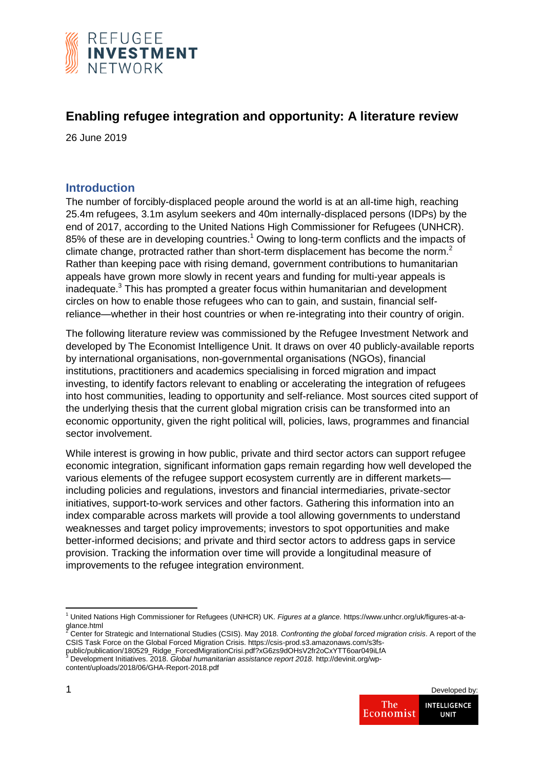# Enabling refugee integration and opportunity: A literature review

26 June 2019

## Introduction

The number of forcibly-displaced people around the world is at an all-time high, reaching 25.4m refugees, 3.1m asylum seekers and 40m internally-displaced persons (IDPs) by the end of 2017, according to the United Nations High Commissioner for Refugees (UNHCR). 85% of these are in developing countries.[1] Owing to long-term conflicts and the impacts of climate change, protracted rather than short-term displacement has become the norm.[2] Rather than keeping pace with rising demand, government contributions to humanitarian appeals have grown more slowly in recent years and funding for multi-year appeals is inadequate.[3] This has prompted a greater focus within humanitarian and development circles on how to enable those refugees who can to gain, and sustain, financial self-reliance—whether in their host countries or when re-integrating into their country of origin.

The following literature review was commissioned by the Refugee Investment Network and developed by The Economist Intelligence Unit. It draws on over 40 publicly-available reports by international organisations, non-governmental organisations (NGOs), financial institutions, practitioners and academics specialising in forced migration and impact investing, to identify factors relevant to enabling or accelerating the integration of refugees into host communities, leading to opportunity and self-reliance. Most sources cited support of the underlying thesis that the current global migration crisis can be transformed into an economic opportunity, given the right political will, policies, laws, programmes and financial sector involvement.

While interest is growing in how public, private and third sector actors can support refugee economic integration, significant information gaps remain regarding how well developed the various elements of the refugee support ecosystem currently are in different markets—including policies and regulations, investors and financial intermediaries, private-sector initiatives, support-to-work services and other factors. Gathering this information into an index comparable across markets will provide a tool allowing governments to understand weaknesses and target policy improvements; investors to spot opportunities and make better-informed decisions; and private and third sector actors to address gaps in service provision. Tracking the information over time will provide a longitudinal measure of improvements to the refugee integration environment.

---

[1] United Nations High Commissioner for Refugees (UNHCR) UK. *Figures at a glance.* https://www.unhcr.org/uk/figures-at-a-glance.html

[2] Center for Strategic and International Studies (CSIS). May 2018. *Confronting the global forced migration crisis*. A report of the CSIS Task Force on the Global Forced Migration Crisis. https://csis-prod.s3.amazonaws.com/s3fs-public/publication/180529_Ridge_ForcedMigrationCrisi.pdf?xG6zs9dOHsV2fr2oCxYTT6oar049iLfA

[3] Development Initiatives. 2018. *Global humanitarian assistance report 2018.* http://devinit.org/wp-content/uploads/2018/06/GHA-Report-2018.pdf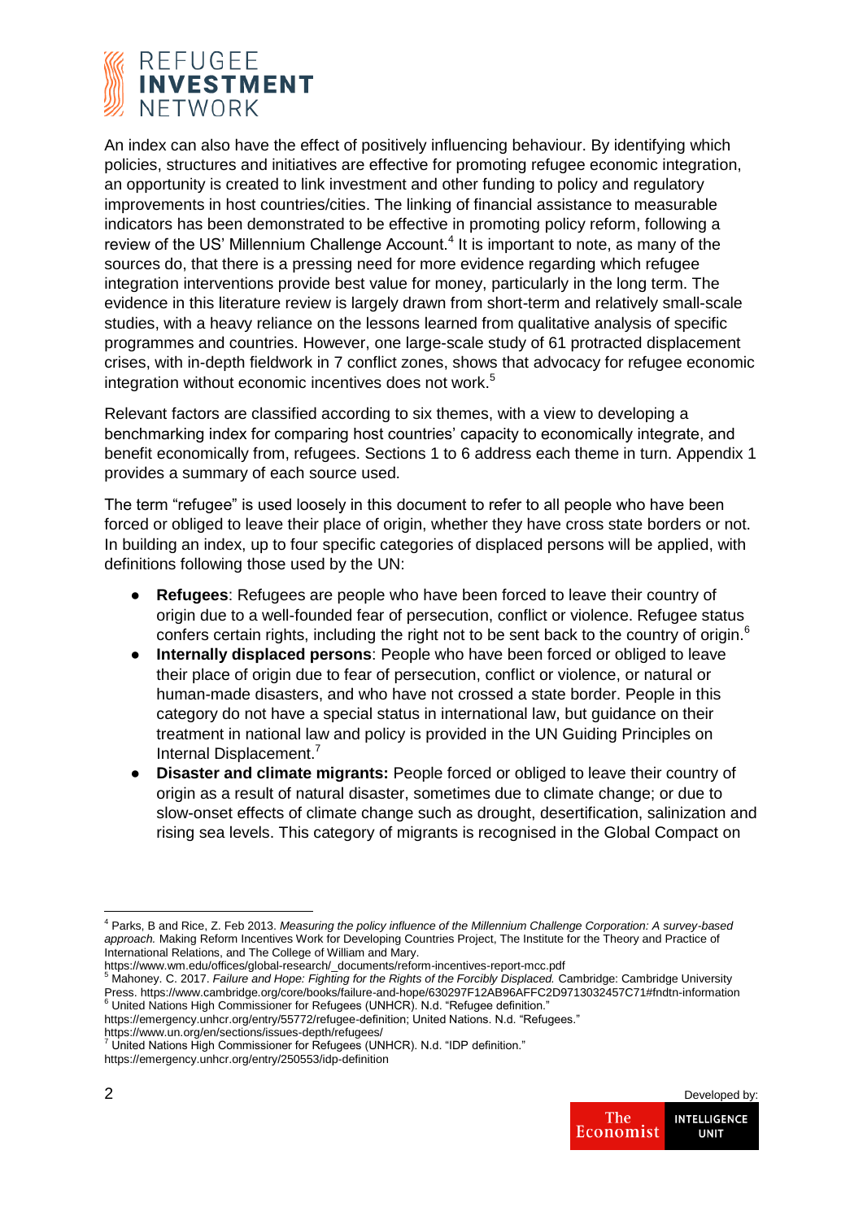An index can also have the effect of positively influencing behaviour. By identifying which policies, structures and initiatives are effective for promoting refugee economic integration, an opportunity is created to link investment and other funding to policy and regulatory improvements in host countries/cities. The linking of financial assistance to measurable indicators has been demonstrated to be effective in promoting policy reform, following a review of the US' Millennium Challenge Account.[4] It is important to note, as many of the sources do, that there is a pressing need for more evidence regarding which refugee integration interventions provide best value for money, particularly in the long term. The evidence in this literature review is largely drawn from short-term and relatively small-scale studies, with a heavy reliance on the lessons learned from qualitative analysis of specific programmes and countries. However, one large-scale study of 61 protracted displacement crises, with in-depth fieldwork in 7 conflict zones, shows that advocacy for refugee economic integration without economic incentives does not work.[5]

Relevant factors are classified according to six themes, with a view to developing a benchmarking index for comparing host countries' capacity to economically integrate, and benefit economically from, refugees. Sections 1 to 6 address each theme in turn. Appendix 1 provides a summary of each source used.

The term "refugee" is used loosely in this document to refer to all people who have been forced or obliged to leave their place of origin, whether they have cross state borders or not. In building an index, up to four specific categories of displaced persons will be applied, with definitions following those used by the UN:

- **Refugees**: Refugees are people who have been forced to leave their country of origin due to a well-founded fear of persecution, conflict or violence. Refugee status confers certain rights, including the right not to be sent back to the country of origin.[6]
- **Internally displaced persons**: People who have been forced or obliged to leave their place of origin due to fear of persecution, conflict or violence, or natural or human-made disasters, and who have not crossed a state border. People in this category do not have a special status in international law, but guidance on their treatment in national law and policy is provided in the UN Guiding Principles on Internal Displacement.[7]
- **Disaster and climate migrants:** People forced or obliged to leave their country of origin as a result of natural disaster, sometimes due to climate change; or due to slow-onset effects of climate change such as drought, desertification, salinization and rising sea levels. This category of migrants is recognised in the Global Compact on

---

[4] Parks, B and Rice, Z. Feb 2013. *Measuring the policy influence of the Millennium Challenge Corporation: A survey-based approach.* Making Reform Incentives Work for Developing Countries Project, The Institute for the Theory and Practice of International Relations, and The College of William and Mary. https://www.wm.edu/offices/global-research/_documents/reform-incentives-report-mcc.pdf

[5] Mahoney. C. 2017. *Failure and Hope: Fighting for the Rights of the Forcibly Displaced.* Cambridge: Cambridge University Press. https://www.cambridge.org/core/books/failure-and-hope/630297F12AB96AFFC2D9713032457C71#fndtn-information

[6] United Nations High Commissioner for Refugees (UNHCR). N.d. "Refugee definition." https://emergency.unhcr.org/entry/55772/refugee-definition; United Nations. N.d. "Refugees." https://www.un.org/en/sections/issues-depth/refugees/

[7] United Nations High Commissioner for Refugees (UNHCR). N.d. "IDP definition." https://emergency.unhcr.org/entry/250553/idp-definition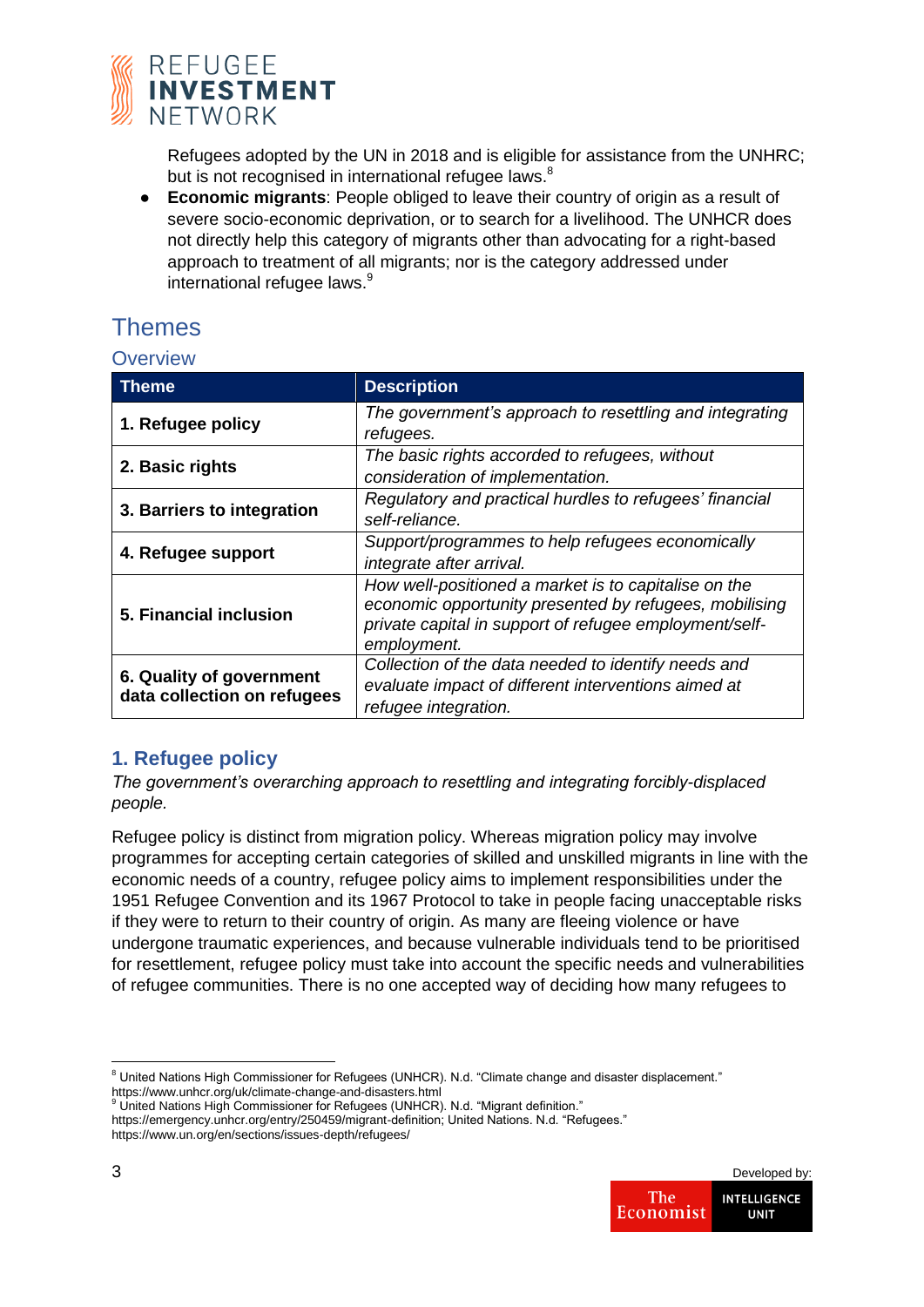Refugees adopted by the UN in 2018 and is eligible for assistance from the UNHRC; but is not recognised in international refugee laws.[8]

- **Economic migrants**: People obliged to leave their country of origin as a result of severe socio-economic deprivation, or to search for a livelihood. The UNHCR does not directly help this category of migrants other than advocating for a right-based approach to treatment of all migrants; nor is the category addressed under international refugee laws.[9]

# Themes

## Overview

| Theme | Description |
|---|---|
| **1. Refugee policy** | *The government's approach to resettling and integrating refugees.* |
| **2. Basic rights** | *The basic rights accorded to refugees, without consideration of implementation.* |
| **3. Barriers to integration** | *Regulatory and practical hurdles to refugees' financial self-reliance.* |
| **4. Refugee support** | *Support/programmes to help refugees economically integrate after arrival.* |
| **5. Financial inclusion** | *How well-positioned a market is to capitalise on the economic opportunity presented by refugees, mobilising private capital in support of refugee employment/self-employment.* |
| **6. Quality of government data collection on refugees** | *Collection of the data needed to identify needs and evaluate impact of different interventions aimed at refugee integration.* |

### 1. Refugee policy

*The government's overarching approach to resettling and integrating forcibly-displaced people.*

Refugee policy is distinct from migration policy. Whereas migration policy may involve programmes for accepting certain categories of skilled and unskilled migrants in line with the economic needs of a country, refugee policy aims to implement responsibilities under the 1951 Refugee Convention and its 1967 Protocol to take in people facing unacceptable risks if they were to return to their country of origin. As many are fleeing violence or have undergone traumatic experiences, and because vulnerable individuals tend to be prioritised for resettlement, refugee policy must take into account the specific needs and vulnerabilities of refugee communities. There is no one accepted way of deciding how many refugees to

---

[8] United Nations High Commissioner for Refugees (UNHCR). N.d. "Climate change and disaster displacement." https://www.unhcr.org/uk/climate-change-and-disasters.html

[9] United Nations High Commissioner for Refugees (UNHCR). N.d. "Migrant definition." https://emergency.unhcr.org/entry/250459/migrant-definition; United Nations. N.d. "Refugees." https://www.un.org/en/sections/issues-depth/refugees/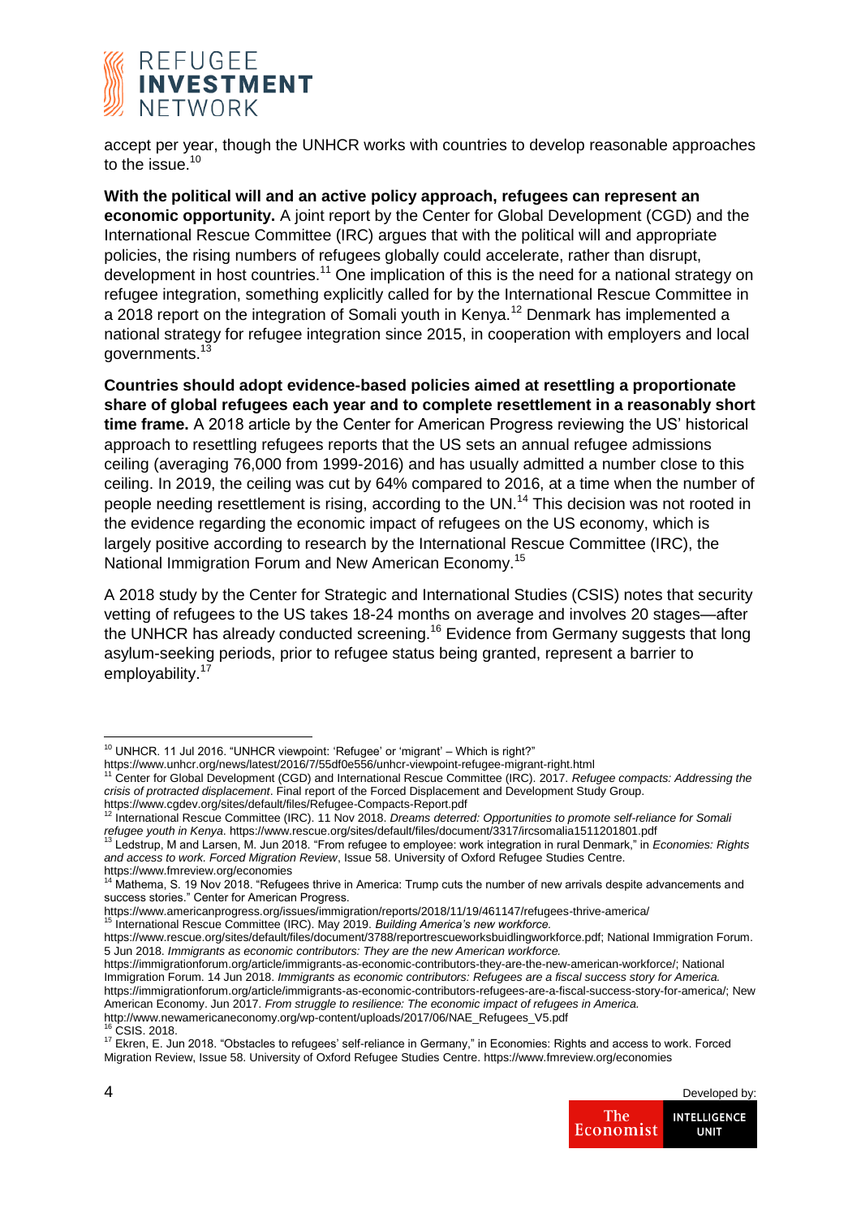accept per year, though the UNHCR works with countries to develop reasonable approaches to the issue.[10]

**With the political will and an active policy approach, refugees can represent an economic opportunity.** A joint report by the Center for Global Development (CGD) and the International Rescue Committee (IRC) argues that with the political will and appropriate policies, the rising numbers of refugees globally could accelerate, rather than disrupt, development in host countries.[11] One implication of this is the need for a national strategy on refugee integration, something explicitly called for by the International Rescue Committee in a 2018 report on the integration of Somali youth in Kenya.[12] Denmark has implemented a national strategy for refugee integration since 2015, in cooperation with employers and local governments.[13]

**Countries should adopt evidence-based policies aimed at resettling a proportionate share of global refugees each year and to complete resettlement in a reasonably short time frame.** A 2018 article by the Center for American Progress reviewing the US' historical approach to resettling refugees reports that the US sets an annual refugee admissions ceiling (averaging 76,000 from 1999-2016) and has usually admitted a number close to this ceiling. In 2019, the ceiling was cut by 64% compared to 2016, at a time when the number of people needing resettlement is rising, according to the UN.[14] This decision was not rooted in the evidence regarding the economic impact of refugees on the US economy, which is largely positive according to research by the International Rescue Committee (IRC), the National Immigration Forum and New American Economy.[15]

A 2018 study by the Center for Strategic and International Studies (CSIS) notes that security vetting of refugees to the US takes 18-24 months on average and involves 20 stages—after the UNHCR has already conducted screening.[16] Evidence from Germany suggests that long asylum-seeking periods, prior to refugee status being granted, represent a barrier to employability.[17]

---

[10] UNHCR. 11 Jul 2016. "UNHCR viewpoint: 'Refugee' or 'migrant' – Which is right?" https://www.unhcr.org/news/latest/2016/7/55df0e556/unhcr-viewpoint-refugee-migrant-right.html

[11] Center for Global Development (CGD) and International Rescue Committee (IRC). 2017. *Refugee compacts: Addressing the crisis of protracted displacement*. Final report of the Forced Displacement and Development Study Group. https://www.cgdev.org/sites/default/files/Refugee-Compacts-Report.pdf

[12] International Rescue Committee (IRC). 11 Nov 2018. *Dreams deterred: Opportunities to promote self-reliance for Somali refugee youth in Kenya*. https://www.rescue.org/sites/default/files/document/3317/ircsomalia1511201801.pdf

[13] Ledstrup, M and Larsen, M. Jun 2018. "From refugee to employee: work integration in rural Denmark," in *Economies: Rights and access to work. Forced Migration Review*, Issue 58. University of Oxford Refugee Studies Centre. https://www.fmreview.org/economies

[14] Mathema, S. 19 Nov 2018. "Refugees thrive in America: Trump cuts the number of new arrivals despite advancements and success stories." Center for American Progress. https://www.americanprogress.org/issues/immigration/reports/2018/11/19/461147/refugees-thrive-america/

[15] International Rescue Committee (IRC). May 2019. *Building America's new workforce.* https://www.rescue.org/sites/default/files/document/3788/reportrescueworksbuidlingworkforce.pdf; National Immigration Forum. 5 Jun 2018. *Immigrants as economic contributors: They are the new American workforce.* https://immigrationforum.org/article/immigrants-as-economic-contributors-they-are-the-new-american-workforce/; National Immigration Forum. 14 Jun 2018. *Immigrants as economic contributors: Refugees are a fiscal success story for America.* https://immigrationforum.org/article/immigrants-as-economic-contributors-refugees-are-a-fiscal-success-story-for-america/; New American Economy. Jun 2017. *From struggle to resilience: The economic impact of refugees in America.* http://www.newamericaneconomy.org/wp-content/uploads/2017/06/NAE_Refugees_V5.pdf

[16] CSIS. 2018.

[17] Ekren, E. Jun 2018. "Obstacles to refugees' self-reliance in Germany," in Economies: Rights and access to work. Forced Migration Review, Issue 58. University of Oxford Refugee Studies Centre. https://www.fmreview.org/economies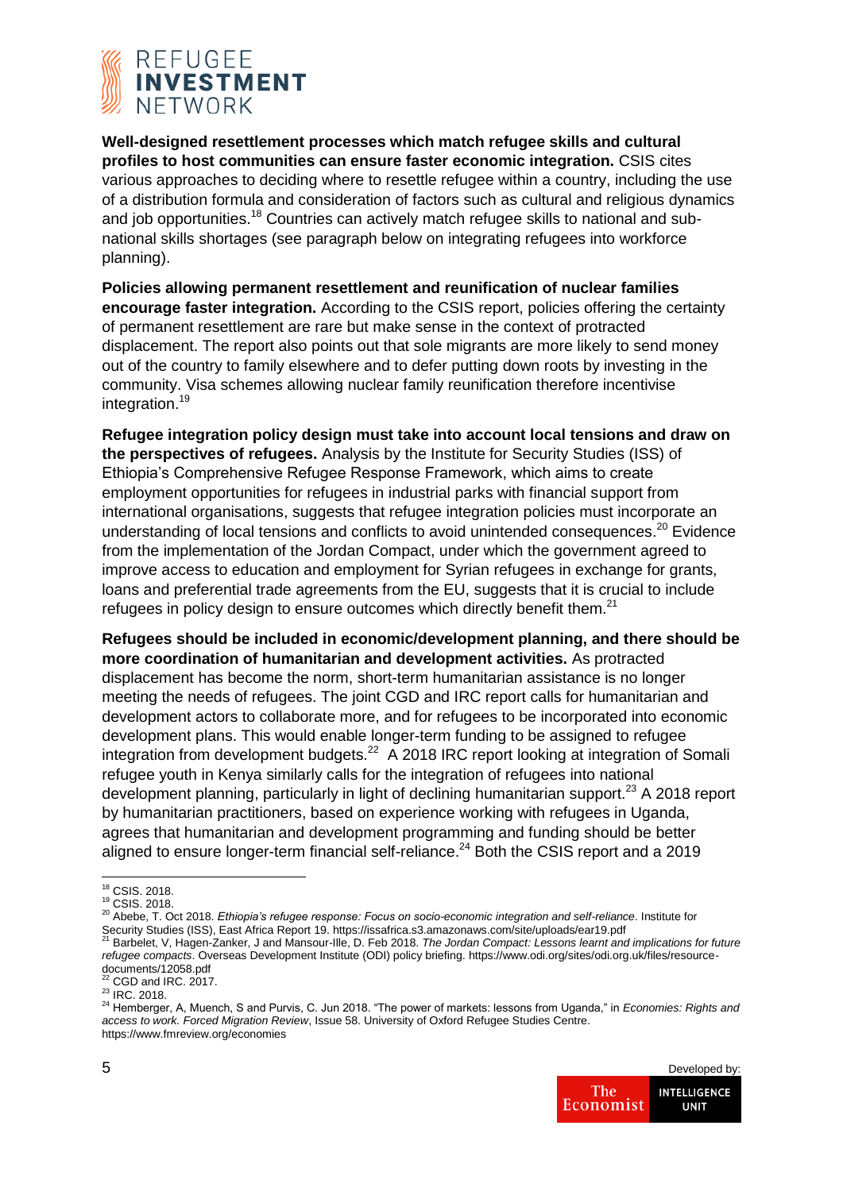**Well-designed resettlement processes which match refugee skills and cultural profiles to host communities can ensure faster economic integration.** CSIS cites various approaches to deciding where to resettle refugee within a country, including the use of a distribution formula and consideration of factors such as cultural and religious dynamics and job opportunities.[18] Countries can actively match refugee skills to national and sub-national skills shortages (see paragraph below on integrating refugees into workforce planning).

**Policies allowing permanent resettlement and reunification of nuclear families encourage faster integration.** According to the CSIS report, policies offering the certainty of permanent resettlement are rare but make sense in the context of protracted displacement. The report also points out that sole migrants are more likely to send money out of the country to family elsewhere and to defer putting down roots by investing in the community. Visa schemes allowing nuclear family reunification therefore incentivise integration.[19]

**Refugee integration policy design must take into account local tensions and draw on the perspectives of refugees.** Analysis by the Institute for Security Studies (ISS) of Ethiopia's Comprehensive Refugee Response Framework, which aims to create employment opportunities for refugees in industrial parks with financial support from international organisations, suggests that refugee integration policies must incorporate an understanding of local tensions and conflicts to avoid unintended consequences.[20] Evidence from the implementation of the Jordan Compact, under which the government agreed to improve access to education and employment for Syrian refugees in exchange for grants, loans and preferential trade agreements from the EU, suggests that it is crucial to include refugees in policy design to ensure outcomes which directly benefit them.[21]

**Refugees should be included in economic/development planning, and there should be more coordination of humanitarian and development activities.** As protracted displacement has become the norm, short-term humanitarian assistance is no longer meeting the needs of refugees. The joint CGD and IRC report calls for humanitarian and development actors to collaborate more, and for refugees to be incorporated into economic development plans. This would enable longer-term funding to be assigned to refugee integration from development budgets.[22] A 2018 IRC report looking at integration of Somali refugee youth in Kenya similarly calls for the integration of refugees into national development planning, particularly in light of declining humanitarian support.[23] A 2018 report by humanitarian practitioners, based on experience working with refugees in Uganda, agrees that humanitarian and development programming and funding should be better aligned to ensure longer-term financial self-reliance.[24] Both the CSIS report and a 2019

---

[18] CSIS. 2018.

[19] CSIS. 2018.

[20] Abebe, T. Oct 2018. *Ethiopia's refugee response: Focus on socio-economic integration and self-reliance*. Institute for Security Studies (ISS), East Africa Report 19. https://issafrica.s3.amazonaws.com/site/uploads/ear19.pdf

[21] Barbelet, V, Hagen-Zanker, J and Mansour-Ille, D. Feb 2018. *The Jordan Compact: Lessons learnt and implications for future refugee compacts*. Overseas Development Institute (ODI) policy briefing. https://www.odi.org/sites/odi.org.uk/files/resource-documents/12058.pdf

[22] CGD and IRC. 2017.

[23] IRC. 2018.

[24] Hemberger, A, Muench, S and Purvis, C. Jun 2018. "The power of markets: lessons from Uganda," in *Economies: Rights and access to work. Forced Migration Review*, Issue 58. University of Oxford Refugee Studies Centre. https://www.fmreview.org/economies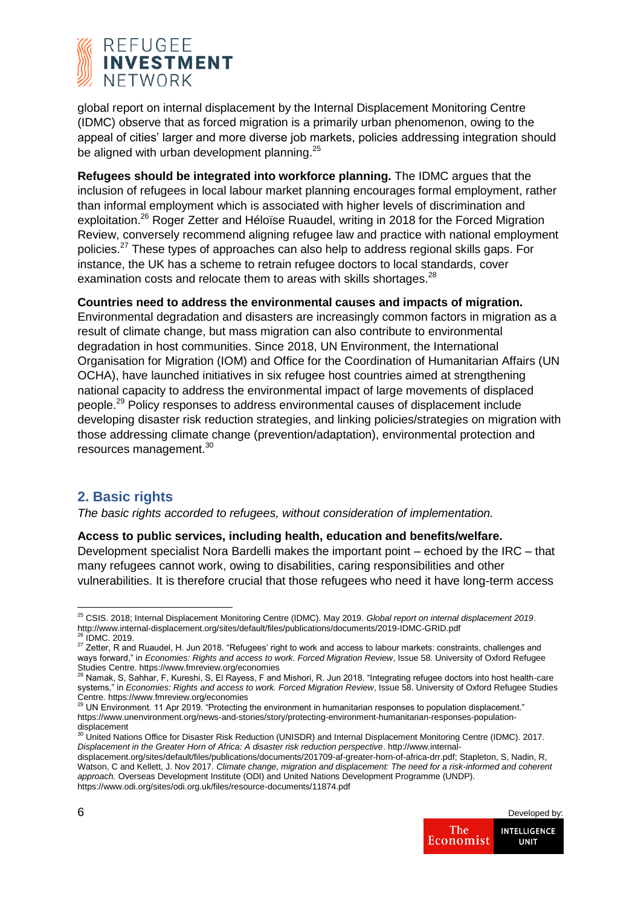global report on internal displacement by the Internal Displacement Monitoring Centre (IDMC) observe that as forced migration is a primarily urban phenomenon, owing to the appeal of cities' larger and more diverse job markets, policies addressing integration should be aligned with urban development planning.[25]

**Refugees should be integrated into workforce planning.** The IDMC argues that the inclusion of refugees in local labour market planning encourages formal employment, rather than informal employment which is associated with higher levels of discrimination and exploitation.[26] Roger Zetter and Héloïse Ruaudel, writing in 2018 for the Forced Migration Review, conversely recommend aligning refugee law and practice with national employment policies.[27] These types of approaches can also help to address regional skills gaps. For instance, the UK has a scheme to retrain refugee doctors to local standards, cover examination costs and relocate them to areas with skills shortages.[28]

**Countries need to address the environmental causes and impacts of migration.** Environmental degradation and disasters are increasingly common factors in migration as a result of climate change, but mass migration can also contribute to environmental degradation in host communities. Since 2018, UN Environment, the International Organisation for Migration (IOM) and Office for the Coordination of Humanitarian Affairs (UN OCHA), have launched initiatives in six refugee host countries aimed at strengthening national capacity to address the environmental impact of large movements of displaced people.[29] Policy responses to address environmental causes of displacement include developing disaster risk reduction strategies, and linking policies/strategies on migration with those addressing climate change (prevention/adaptation), environmental protection and resources management.[30]

## 2. Basic rights

*The basic rights accorded to refugees, without consideration of implementation.*

**Access to public services, including health, education and benefits/welfare.** Development specialist Nora Bardelli makes the important point – echoed by the IRC – that many refugees cannot work, owing to disabilities, caring responsibilities and other vulnerabilities. It is therefore crucial that those refugees who need it have long-term access

---

[25] CSIS. 2018; Internal Displacement Monitoring Centre (IDMC). May 2019. *Global report on internal displacement 2019*. http://www.internal-displacement.org/sites/default/files/publications/documents/2019-IDMC-GRID.pdf

[26] IDMC. 2019.

[27] Zetter, R and Ruaudel, H. Jun 2018. "Refugees' right to work and access to labour markets: constraints, challenges and ways forward," in *Economies: Rights and access to work. Forced Migration Review*, Issue 58. University of Oxford Refugee Studies Centre. https://www.fmreview.org/economies

[28] Namak, S, Sahhar, F, Kureshi, S, El Rayess, F and Mishori, R. Jun 2018. "Integrating refugee doctors into host health-care systems," in *Economies: Rights and access to work. Forced Migration Review*, Issue 58. University of Oxford Refugee Studies Centre. https://www.fmreview.org/economies

[29] UN Environment. 11 Apr 2019. "Protecting the environment in humanitarian responses to population displacement." https://www.unenvironment.org/news-and-stories/story/protecting-environment-humanitarian-responses-population-displacement

[30] United Nations Office for Disaster Risk Reduction (UNISDR) and Internal Displacement Monitoring Centre (IDMC). 2017. *Displacement in the Greater Horn of Africa: A disaster risk reduction perspective*. http://www.internal-displacement.org/sites/default/files/publications/documents/201709-af-greater-horn-of-africa-drr.pdf; Stapleton, S, Nadin, R, Watson, C and Kellett, J. Nov 2017. *Climate change, migration and displacement: The need for a risk-informed and coherent approach.* Overseas Development Institute (ODI) and United Nations Development Programme (UNDP). https://www.odi.org/sites/odi.org.uk/files/resource-documents/11874.pdf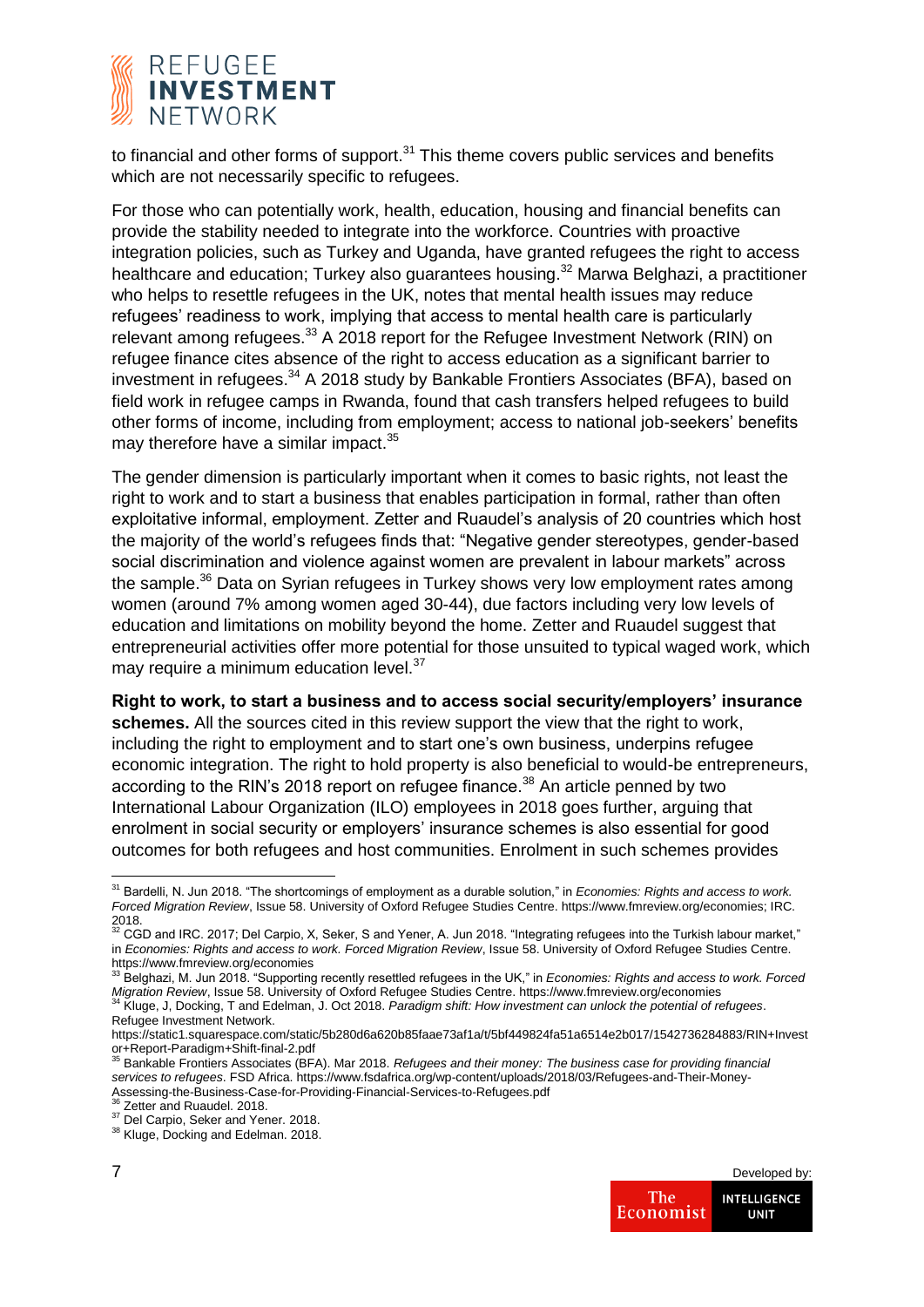to financial and other forms of support.[31] This theme covers public services and benefits which are not necessarily specific to refugees.

For those who can potentially work, health, education, housing and financial benefits can provide the stability needed to integrate into the workforce. Countries with proactive integration policies, such as Turkey and Uganda, have granted refugees the right to access healthcare and education; Turkey also guarantees housing.[32] Marwa Belghazi, a practitioner who helps to resettle refugees in the UK, notes that mental health issues may reduce refugees' readiness to work, implying that access to mental health care is particularly relevant among refugees.[33] A 2018 report for the Refugee Investment Network (RIN) on refugee finance cites absence of the right to access education as a significant barrier to investment in refugees.[34] A 2018 study by Bankable Frontiers Associates (BFA), based on field work in refugee camps in Rwanda, found that cash transfers helped refugees to build other forms of income, including from employment; access to national job-seekers' benefits may therefore have a similar impact.[35]

The gender dimension is particularly important when it comes to basic rights, not least the right to work and to start a business that enables participation in formal, rather than often exploitative informal, employment. Zetter and Ruaudel's analysis of 20 countries which host the majority of the world's refugees finds that: "Negative gender stereotypes, gender-based social discrimination and violence against women are prevalent in labour markets" across the sample.[36] Data on Syrian refugees in Turkey shows very low employment rates among women (around 7% among women aged 30-44), due factors including very low levels of education and limitations on mobility beyond the home. Zetter and Ruaudel suggest that entrepreneurial activities offer more potential for those unsuited to typical waged work, which may require a minimum education level.[37]

**Right to work, to start a business and to access social security/employers' insurance schemes.** All the sources cited in this review support the view that the right to work, including the right to employment and to start one's own business, underpins refugee economic integration. The right to hold property is also beneficial to would-be entrepreneurs, according to the RIN's 2018 report on refugee finance.[38] An article penned by two International Labour Organization (ILO) employees in 2018 goes further, arguing that enrolment in social security or employers' insurance schemes is also essential for good outcomes for both refugees and host communities. Enrolment in such schemes provides

---

[31] Bardelli, N. Jun 2018. "The shortcomings of employment as a durable solution," in *Economies: Rights and access to work. Forced Migration Review*, Issue 58. University of Oxford Refugee Studies Centre. https://www.fmreview.org/economies; IRC. 2018.

[32] CGD and IRC. 2017; Del Carpio, X, Seker, S and Yener, A. Jun 2018. "Integrating refugees into the Turkish labour market," in *Economies: Rights and access to work. Forced Migration Review*, Issue 58. University of Oxford Refugee Studies Centre. https://www.fmreview.org/economies

[33] Belghazi, M. Jun 2018. "Supporting recently resettled refugees in the UK," in *Economies: Rights and access to work. Forced Migration Review*, Issue 58. University of Oxford Refugee Studies Centre. https://www.fmreview.org/economies

[34] Kluge, J, Docking, T and Edelman, J. Oct 2018. *Paradigm shift: How investment can unlock the potential of refugees*. Refugee Investment Network. https://static1.squarespace.com/static/5b280d6a620b85faae73af1a/t/5bf449824fa51a6514e2b017/1542736284883/RIN+Investor+Report-Paradigm+Shift-final-2.pdf

[35] Bankable Frontiers Associates (BFA). Mar 2018. *Refugees and their money: The business case for providing financial services to refugees*. FSD Africa. https://www.fsdafrica.org/wp-content/uploads/2018/03/Refugees-and-Their-Money-Assessing-the-Business-Case-for-Providing-Financial-Services-to-Refugees.pdf

[36] Zetter and Ruaudel. 2018.

[37] Del Carpio, Seker and Yener. 2018.

[38] Kluge, Docking and Edelman. 2018.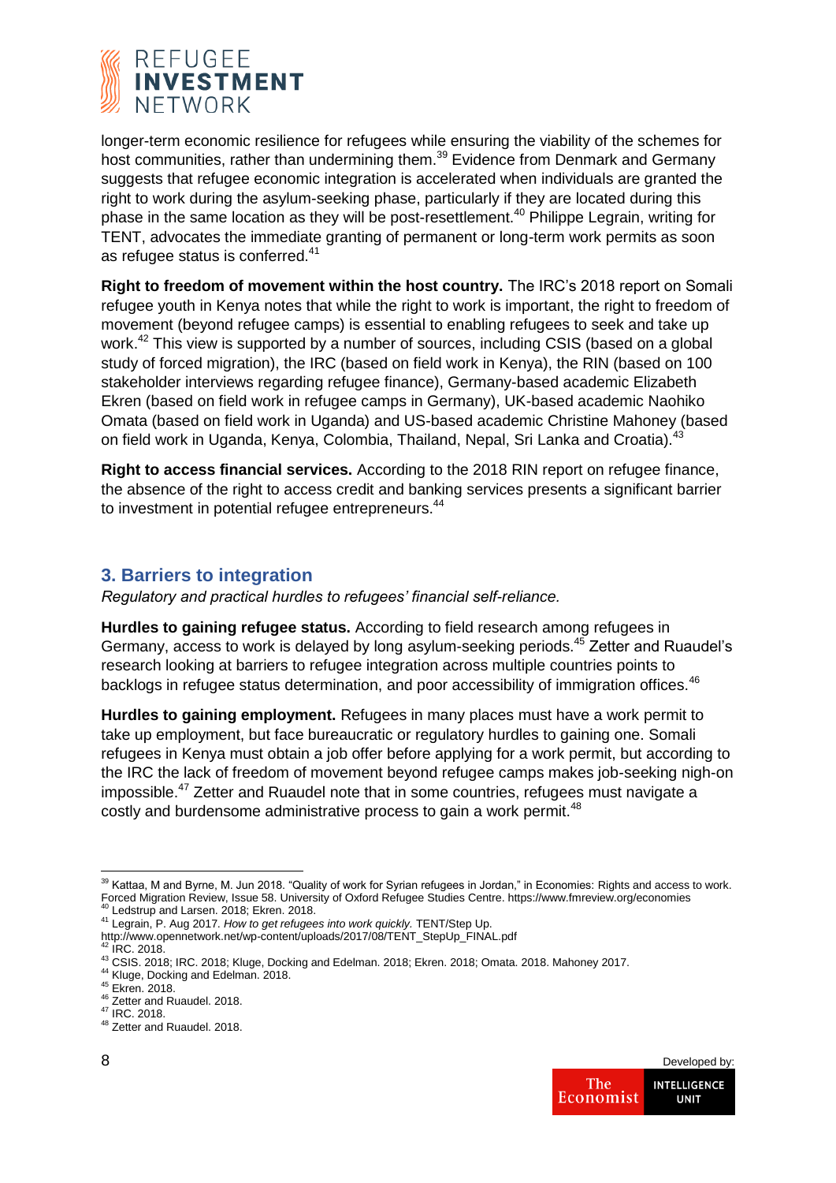longer-term economic resilience for refugees while ensuring the viability of the schemes for host communities, rather than undermining them.[39] Evidence from Denmark and Germany suggests that refugee economic integration is accelerated when individuals are granted the right to work during the asylum-seeking phase, particularly if they are located during this phase in the same location as they will be post-resettlement.[40] Philippe Legrain, writing for TENT, advocates the immediate granting of permanent or long-term work permits as soon as refugee status is conferred.[41]

**Right to freedom of movement within the host country.** The IRC's 2018 report on Somali refugee youth in Kenya notes that while the right to work is important, the right to freedom of movement (beyond refugee camps) is essential to enabling refugees to seek and take up work.[42] This view is supported by a number of sources, including CSIS (based on a global study of forced migration), the IRC (based on field work in Kenya), the RIN (based on 100 stakeholder interviews regarding refugee finance), Germany-based academic Elizabeth Ekren (based on field work in refugee camps in Germany), UK-based academic Naohiko Omata (based on field work in Uganda) and US-based academic Christine Mahoney (based on field work in Uganda, Kenya, Colombia, Thailand, Nepal, Sri Lanka and Croatia).[43]

**Right to access financial services.** According to the 2018 RIN report on refugee finance, the absence of the right to access credit and banking services presents a significant barrier to investment in potential refugee entrepreneurs.[44]

## 3. Barriers to integration

*Regulatory and practical hurdles to refugees' financial self-reliance.*

**Hurdles to gaining refugee status.** According to field research among refugees in Germany, access to work is delayed by long asylum-seeking periods.[45] Zetter and Ruaudel's research looking at barriers to refugee integration across multiple countries points to backlogs in refugee status determination, and poor accessibility of immigration offices.[46]

**Hurdles to gaining employment.** Refugees in many places must have a work permit to take up employment, but face bureaucratic or regulatory hurdles to gaining one. Somali refugees in Kenya must obtain a job offer before applying for a work permit, but according to the IRC the lack of freedom of movement beyond refugee camps makes job-seeking nigh-on impossible.[47] Zetter and Ruaudel note that in some countries, refugees must navigate a costly and burdensome administrative process to gain a work permit.[48]

---

[39] Kattaa, M and Byrne, M. Jun 2018. "Quality of work for Syrian refugees in Jordan," in Economies: Rights and access to work. Forced Migration Review, Issue 58. University of Oxford Refugee Studies Centre. https://www.fmreview.org/economies

[40] Ledstrup and Larsen. 2018; Ekren. 2018.

[41] Legrain, P. Aug 2017. *How to get refugees into work quickly.* TENT/Step Up. http://www.opennetwork.net/wp-content/uploads/2017/08/TENT_StepUp_FINAL.pdf

[42] IRC. 2018.

[43] CSIS. 2018; IRC. 2018; Kluge, Docking and Edelman. 2018; Ekren. 2018; Omata. 2018. Mahoney 2017.

[44] Kluge, Docking and Edelman. 2018.

[45] Ekren. 2018.

[46] Zetter and Ruaudel. 2018.

[47] IRC. 2018.

[48] Zetter and Ruaudel. 2018.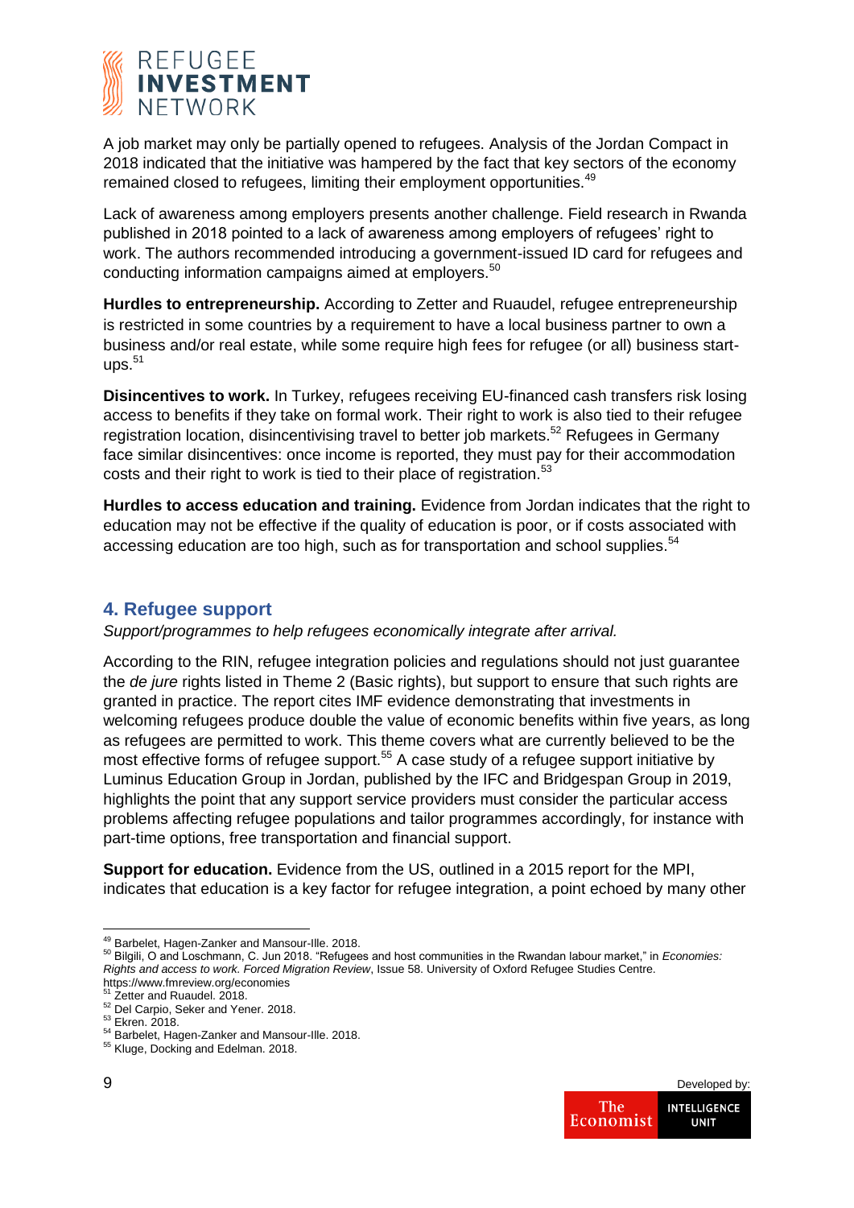A job market may only be partially opened to refugees. Analysis of the Jordan Compact in 2018 indicated that the initiative was hampered by the fact that key sectors of the economy remained closed to refugees, limiting their employment opportunities.[49]

Lack of awareness among employers presents another challenge. Field research in Rwanda published in 2018 pointed to a lack of awareness among employers of refugees' right to work. The authors recommended introducing a government-issued ID card for refugees and conducting information campaigns aimed at employers.[50]

**Hurdles to entrepreneurship.** According to Zetter and Ruaudel, refugee entrepreneurship is restricted in some countries by a requirement to have a local business partner to own a business and/or real estate, while some require high fees for refugee (or all) business start-ups.[51]

**Disincentives to work.** In Turkey, refugees receiving EU-financed cash transfers risk losing access to benefits if they take on formal work. Their right to work is also tied to their refugee registration location, disincentivising travel to better job markets.[52] Refugees in Germany face similar disincentives: once income is reported, they must pay for their accommodation costs and their right to work is tied to their place of registration.[53]

**Hurdles to access education and training.** Evidence from Jordan indicates that the right to education may not be effective if the quality of education is poor, or if costs associated with accessing education are too high, such as for transportation and school supplies.[54]

## 4. Refugee support

*Support/programmes to help refugees economically integrate after arrival.*

According to the RIN, refugee integration policies and regulations should not just guarantee the *de jure* rights listed in Theme 2 (Basic rights), but support to ensure that such rights are granted in practice. The report cites IMF evidence demonstrating that investments in welcoming refugees produce double the value of economic benefits within five years, as long as refugees are permitted to work. This theme covers what are currently believed to be the most effective forms of refugee support.[55] A case study of a refugee support initiative by Luminus Education Group in Jordan, published by the IFC and Bridgespan Group in 2019, highlights the point that any support service providers must consider the particular access problems affecting refugee populations and tailor programmes accordingly, for instance with part-time options, free transportation and financial support.

**Support for education.** Evidence from the US, outlined in a 2015 report for the MPI, indicates that education is a key factor for refugee integration, a point echoed by many other

---

[49] Barbelet, Hagen-Zanker and Mansour-Ille. 2018.

[50] Bilgili, O and Loschmann, C. Jun 2018. "Refugees and host communities in the Rwandan labour market," in *Economies: Rights and access to work. Forced Migration Review*, Issue 58. University of Oxford Refugee Studies Centre. https://www.fmreview.org/economies

[51] Zetter and Ruaudel. 2018.

[52] Del Carpio, Seker and Yener. 2018.

[53] Ekren. 2018.

[54] Barbelet, Hagen-Zanker and Mansour-Ille. 2018.

[55] Kluge, Docking and Edelman. 2018.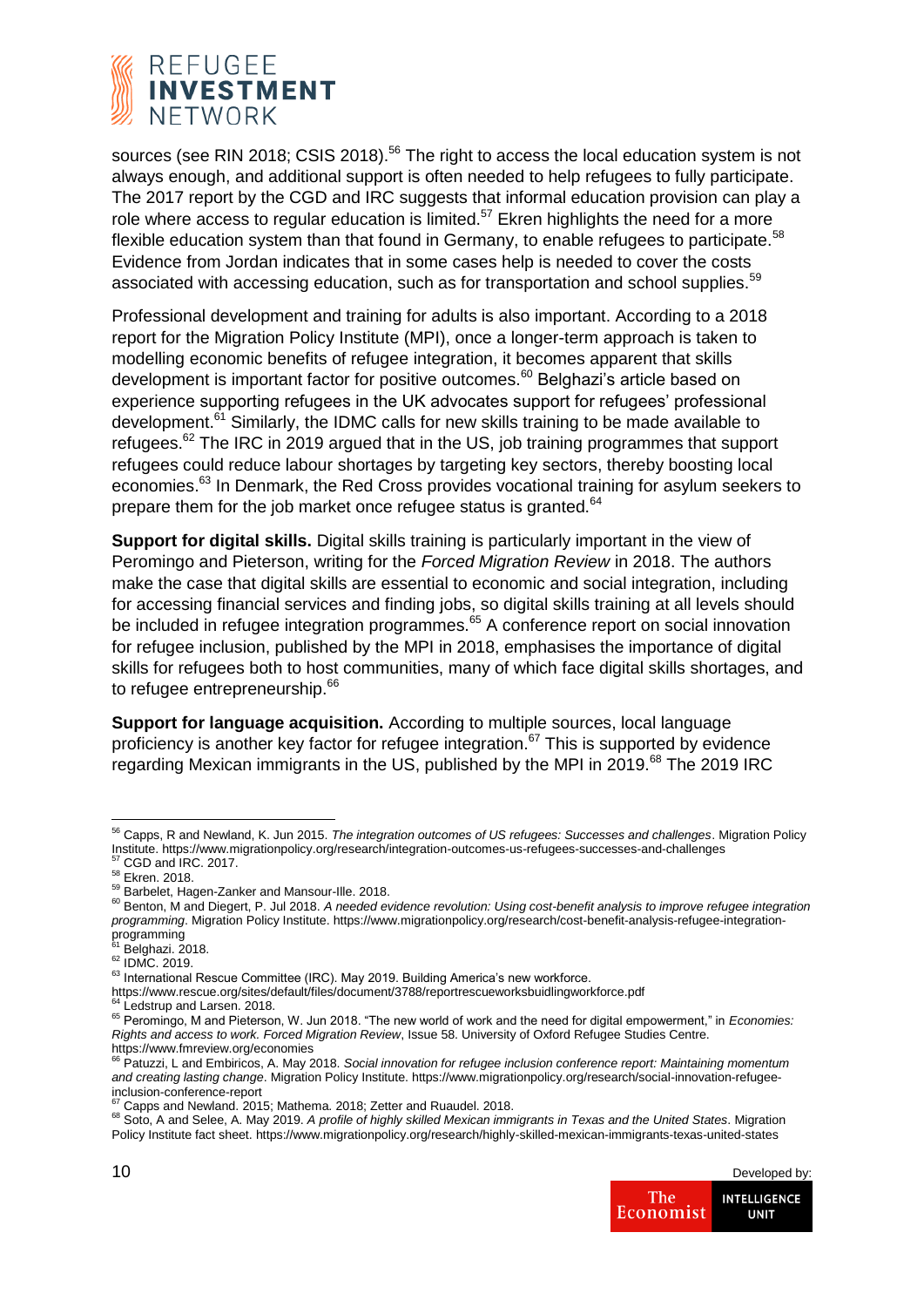sources (see RIN 2018; CSIS 2018).[56] The right to access the local education system is not always enough, and additional support is often needed to help refugees to fully participate. The 2017 report by the CGD and IRC suggests that informal education provision can play a role where access to regular education is limited.[57] Ekren highlights the need for a more flexible education system than that found in Germany, to enable refugees to participate.[58] Evidence from Jordan indicates that in some cases help is needed to cover the costs associated with accessing education, such as for transportation and school supplies.[59]

Professional development and training for adults is also important. According to a 2018 report for the Migration Policy Institute (MPI), once a longer-term approach is taken to modelling economic benefits of refugee integration, it becomes apparent that skills development is important factor for positive outcomes.[60] Belghazi's article based on experience supporting refugees in the UK advocates support for refugees' professional development.[61] Similarly, the IDMC calls for new skills training to be made available to refugees.[62] The IRC in 2019 argued that in the US, job training programmes that support refugees could reduce labour shortages by targeting key sectors, thereby boosting local economies.[63] In Denmark, the Red Cross provides vocational training for asylum seekers to prepare them for the job market once refugee status is granted.[64]

**Support for digital skills.** Digital skills training is particularly important in the view of Peromingo and Pieterson, writing for the *Forced Migration Review* in 2018. The authors make the case that digital skills are essential to economic and social integration, including for accessing financial services and finding jobs, so digital skills training at all levels should be included in refugee integration programmes.[65] A conference report on social innovation for refugee inclusion, published by the MPI in 2018, emphasises the importance of digital skills for refugees both to host communities, many of which face digital skills shortages, and to refugee entrepreneurship.[66]

**Support for language acquisition.** According to multiple sources, local language proficiency is another key factor for refugee integration.[67] This is supported by evidence regarding Mexican immigrants in the US, published by the MPI in 2019.[68] The 2019 IRC

---

[56] Capps, R and Newland, K. Jun 2015. *The integration outcomes of US refugees: Successes and challenges*. Migration Policy Institute. https://www.migrationpolicy.org/research/integration-outcomes-us-refugees-successes-and-challenges
[57] CGD and IRC. 2017.
[58] Ekren. 2018.
[59] Barbelet, Hagen-Zanker and Mansour-Ille. 2018.
[60] Benton, M and Diegert, P. Jul 2018. *A needed evidence revolution: Using cost-benefit analysis to improve refugee integration programming*. Migration Policy Institute. https://www.migrationpolicy.org/research/cost-benefit-analysis-refugee-integration-programming
[61] Belghazi. 2018.
[62] IDMC. 2019.
[63] International Rescue Committee (IRC). May 2019. Building America's new workforce. https://www.rescue.org/sites/default/files/document/3788/reportrescueworksbuidlingworkforce.pdf
[64] Ledstrup and Larsen. 2018.
[65] Peromingo, M and Pieterson, W. Jun 2018. "The new world of work and the need for digital empowerment," in *Economies: Rights and access to work. Forced Migration Review*, Issue 58. University of Oxford Refugee Studies Centre. https://www.fmreview.org/economies
[66] Patuzzi, L and Embiricos, A. May 2018. *Social innovation for refugee inclusion conference report: Maintaining momentum and creating lasting change*. Migration Policy Institute. https://www.migrationpolicy.org/research/social-innovation-refugee-inclusion-conference-report
[67] Capps and Newland. 2015; Mathema. 2018; Zetter and Ruaudel. 2018.
[68] Soto, A and Selee, A. May 2019. *A profile of highly skilled Mexican immigrants in Texas and the United States*. Migration Policy Institute fact sheet. https://www.migrationpolicy.org/research/highly-skilled-mexican-immigrants-texas-united-states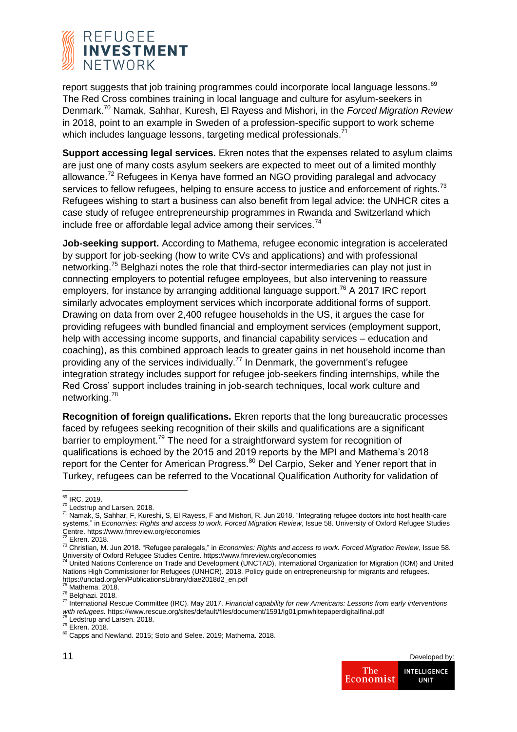report suggests that job training programmes could incorporate local language lessons.[69] The Red Cross combines training in local language and culture for asylum-seekers in Denmark.[70] Namak, Sahhar, Kuresh, El Rayess and Mishori, in the *Forced Migration Review* in 2018, point to an example in Sweden of a profession-specific support to work scheme which includes language lessons, targeting medical professionals.[71]

**Support accessing legal services.** Ekren notes that the expenses related to asylum claims are just one of many costs asylum seekers are expected to meet out of a limited monthly allowance.[72] Refugees in Kenya have formed an NGO providing paralegal and advocacy services to fellow refugees, helping to ensure access to justice and enforcement of rights.[73] Refugees wishing to start a business can also benefit from legal advice: the UNHCR cites a case study of refugee entrepreneurship programmes in Rwanda and Switzerland which include free or affordable legal advice among their services.[74]

**Job-seeking support.** According to Mathema, refugee economic integration is accelerated by support for job-seeking (how to write CVs and applications) and with professional networking.[75] Belghazi notes the role that third-sector intermediaries can play not just in connecting employers to potential refugee employees, but also intervening to reassure employers, for instance by arranging additional language support.[76] A 2017 IRC report similarly advocates employment services which incorporate additional forms of support. Drawing on data from over 2,400 refugee households in the US, it argues the case for providing refugees with bundled financial and employment services (employment support, help with accessing income supports, and financial capability services – education and coaching), as this combined approach leads to greater gains in net household income than providing any of the services individually.[77] In Denmark, the government's refugee integration strategy includes support for refugee job-seekers finding internships, while the Red Cross' support includes training in job-search techniques, local work culture and networking.[78]

**Recognition of foreign qualifications.** Ekren reports that the long bureaucratic processes faced by refugees seeking recognition of their skills and qualifications are a significant barrier to employment.[79] The need for a straightforward system for recognition of qualifications is echoed by the 2015 and 2019 reports by the MPI and Mathema's 2018 report for the Center for American Progress.[80] Del Carpio, Seker and Yener report that in Turkey, refugees can be referred to the Vocational Qualification Authority for validation of

---

[69] IRC. 2019.

[70] Ledstrup and Larsen. 2018.

[71] Namak, S, Sahhar, F, Kureshi, S, El Rayess, F and Mishori, R. Jun 2018. "Integrating refugee doctors into host health-care systems," in *Economies: Rights and access to work. Forced Migration Review*, Issue 58. University of Oxford Refugee Studies Centre. https://www.fmreview.org/economies

[72] Ekren. 2018.

[73] Christian, M. Jun 2018. "Refugee paralegals," in *Economies: Rights and access to work. Forced Migration Review*, Issue 58. University of Oxford Refugee Studies Centre. https://www.fmreview.org/economies

[74] United Nations Conference on Trade and Development (UNCTAD), International Organization for Migration (IOM) and United Nations High Commissioner for Refugees (UNHCR). 2018. Policy guide on entrepreneurship for migrants and refugees. https://unctad.org/en/PublicationsLibrary/diae2018d2_en.pdf

[75] Mathema. 2018.

[76] Belghazi. 2018.

[77] International Rescue Committee (IRC). May 2017. *Financial capability for new Americans: Lessons from early interventions with refugees.* https://www.rescue.org/sites/default/files/document/1591/lg01jpmwhitepaperdigitalfinal.pdf

[78] Ledstrup and Larsen. 2018.

[79] Ekren. 2018.

[80] Capps and Newland. 2015; Soto and Selee. 2019; Mathema. 2018.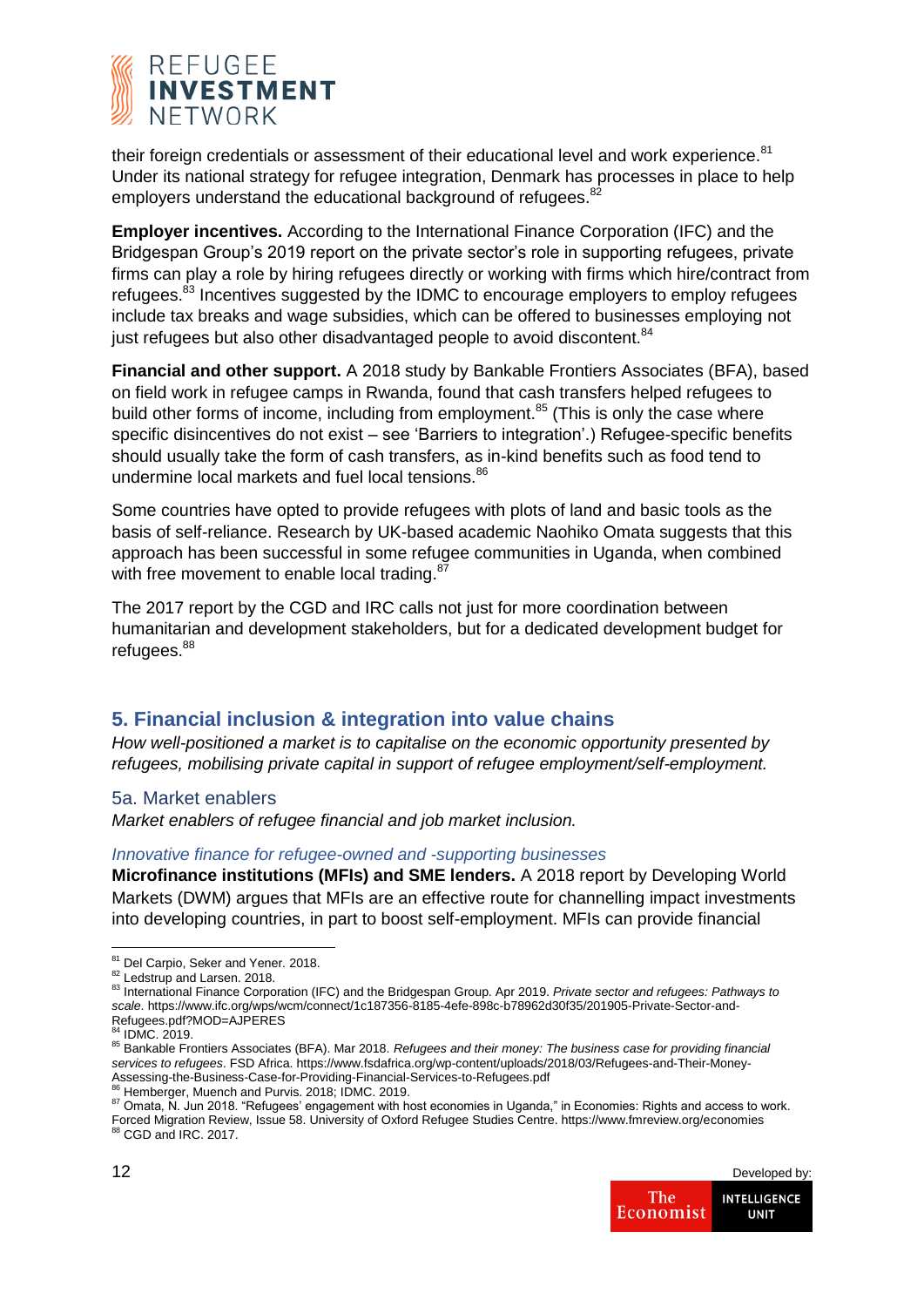their foreign credentials or assessment of their educational level and work experience.[81] Under its national strategy for refugee integration, Denmark has processes in place to help employers understand the educational background of refugees.[82]

**Employer incentives.** According to the International Finance Corporation (IFC) and the Bridgespan Group's 2019 report on the private sector's role in supporting refugees, private firms can play a role by hiring refugees directly or working with firms which hire/contract from refugees.[83] Incentives suggested by the IDMC to encourage employers to employ refugees include tax breaks and wage subsidies, which can be offered to businesses employing not just refugees but also other disadvantaged people to avoid discontent.[84]

**Financial and other support.** A 2018 study by Bankable Frontiers Associates (BFA), based on field work in refugee camps in Rwanda, found that cash transfers helped refugees to build other forms of income, including from employment.[85] (This is only the case where specific disincentives do not exist – see 'Barriers to integration'.) Refugee-specific benefits should usually take the form of cash transfers, as in-kind benefits such as food tend to undermine local markets and fuel local tensions.[86]

Some countries have opted to provide refugees with plots of land and basic tools as the basis of self-reliance. Research by UK-based academic Naohiko Omata suggests that this approach has been successful in some refugee communities in Uganda, when combined with free movement to enable local trading.[87]

The 2017 report by the CGD and IRC calls not just for more coordination between humanitarian and development stakeholders, but for a dedicated development budget for refugees.[88]

## 5. Financial inclusion & integration into value chains

*How well-positioned a market is to capitalise on the economic opportunity presented by refugees, mobilising private capital in support of refugee employment/self-employment.*

### 5a. Market enablers

*Market enablers of refugee financial and job market inclusion.*

#### *Innovative finance for refugee-owned and -supporting businesses*

**Microfinance institutions (MFIs) and SME lenders.** A 2018 report by Developing World Markets (DWM) argues that MFIs are an effective route for channelling impact investments into developing countries, in part to boost self-employment. MFIs can provide financial

---

[81] Del Carpio, Seker and Yener. 2018.

[82] Ledstrup and Larsen. 2018.

[83] International Finance Corporation (IFC) and the Bridgespan Group. Apr 2019. *Private sector and refugees: Pathways to scale*. https://www.ifc.org/wps/wcm/connect/1c187356-8185-4efe-898c-b78962d30f35/201905-Private-Sector-and-Refugees.pdf?MOD=AJPERES

[84] IDMC. 2019.

[85] Bankable Frontiers Associates (BFA). Mar 2018. *Refugees and their money: The business case for providing financial services to refugees*. FSD Africa. https://www.fsdafrica.org/wp-content/uploads/2018/03/Refugees-and-Their-Money-Assessing-the-Business-Case-for-Providing-Financial-Services-to-Refugees.pdf

[86] Hemberger, Muench and Purvis. 2018; IDMC. 2019.

[87] Omata, N. Jun 2018. "Refugees' engagement with host economies in Uganda," in Economies: Rights and access to work. Forced Migration Review, Issue 58. University of Oxford Refugee Studies Centre. https://www.fmreview.org/economies

[88] CGD and IRC. 2017.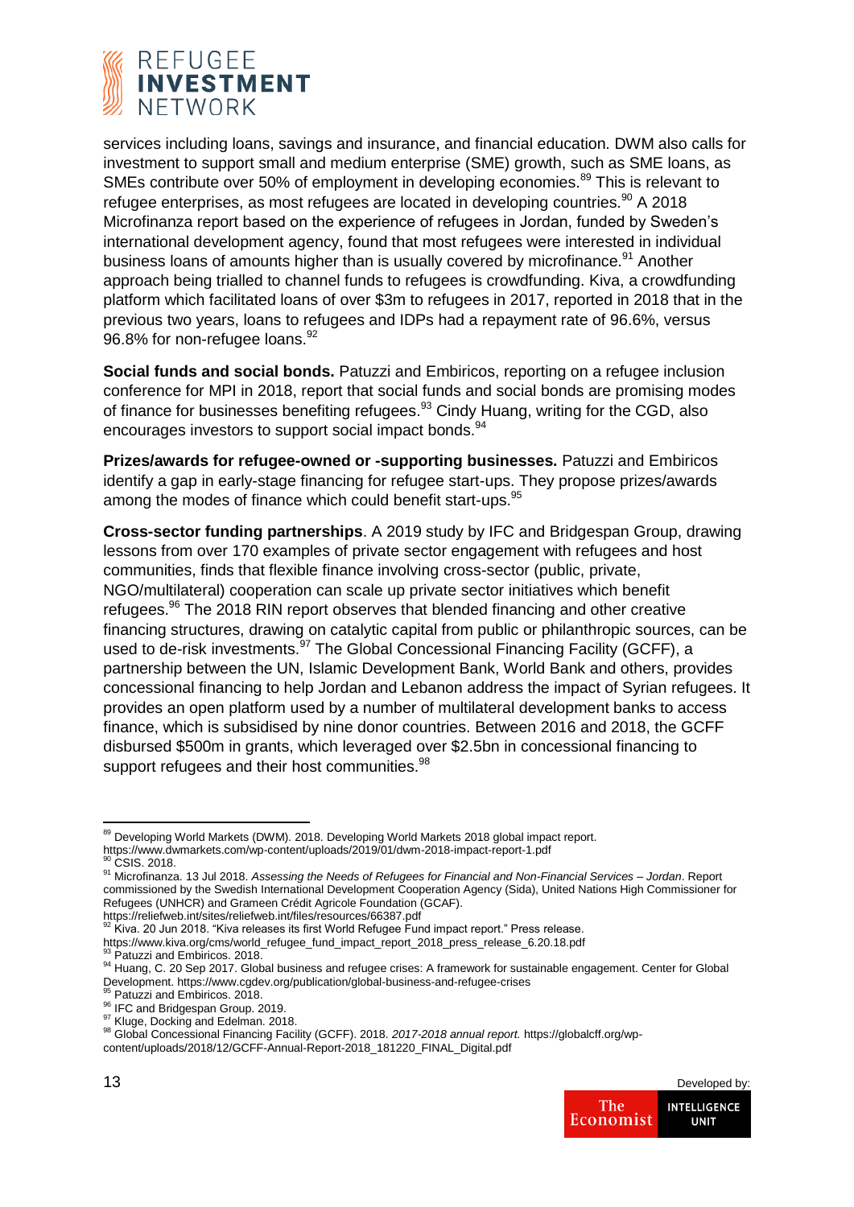services including loans, savings and insurance, and financial education. DWM also calls for investment to support small and medium enterprise (SME) growth, such as SME loans, as SMEs contribute over 50% of employment in developing economies.[89] This is relevant to refugee enterprises, as most refugees are located in developing countries.[90] A 2018 Microfinanza report based on the experience of refugees in Jordan, funded by Sweden's international development agency, found that most refugees were interested in individual business loans of amounts higher than is usually covered by microfinance.[91] Another approach being trialled to channel funds to refugees is crowdfunding. Kiva, a crowdfunding platform which facilitated loans of over $3m to refugees in 2017, reported in 2018 that in the previous two years, loans to refugees and IDPs had a repayment rate of 96.6%, versus 96.8% for non-refugee loans.[92]

**Social funds and social bonds.** Patuzzi and Embiricos, reporting on a refugee inclusion conference for MPI in 2018, report that social funds and social bonds are promising modes of finance for businesses benefiting refugees.[93] Cindy Huang, writing for the CGD, also encourages investors to support social impact bonds.[94]

**Prizes/awards for refugee-owned or -supporting businesses.** Patuzzi and Embiricos identify a gap in early-stage financing for refugee start-ups. They propose prizes/awards among the modes of finance which could benefit start-ups.[95]

**Cross-sector funding partnerships**. A 2019 study by IFC and Bridgespan Group, drawing lessons from over 170 examples of private sector engagement with refugees and host communities, finds that flexible finance involving cross-sector (public, private, NGO/multilateral) cooperation can scale up private sector initiatives which benefit refugees.[96] The 2018 RIN report observes that blended financing and other creative financing structures, drawing on catalytic capital from public or philanthropic sources, can be used to de-risk investments.[97] The Global Concessional Financing Facility (GCFF), a partnership between the UN, Islamic Development Bank, World Bank and others, provides concessional financing to help Jordan and Lebanon address the impact of Syrian refugees. It provides an open platform used by a number of multilateral development banks to access finance, which is subsidised by nine donor countries. Between 2016 and 2018, the GCFF disbursed $500m in grants, which leveraged over $2.5bn in concessional financing to support refugees and their host communities.[98]

---

[89] Developing World Markets (DWM). 2018. Developing World Markets 2018 global impact report. https://www.dwmarkets.com/wp-content/uploads/2019/01/dwm-2018-impact-report-1.pdf

[90] CSIS. 2018.

[91] Microfinanza. 13 Jul 2018. *Assessing the Needs of Refugees for Financial and Non-Financial Services – Jordan*. Report commissioned by the Swedish International Development Cooperation Agency (Sida), United Nations High Commissioner for Refugees (UNHCR) and Grameen Crédit Agricole Foundation (GCAF). https://reliefweb.int/sites/reliefweb.int/files/resources/66387.pdf

[92] Kiva. 20 Jun 2018. "Kiva releases its first World Refugee Fund impact report." Press release. https://www.kiva.org/cms/world_refugee_fund_impact_report_2018_press_release_6.20.18.pdf

[93] Patuzzi and Embiricos. 2018.

[94] Huang, C. 20 Sep 2017. Global business and refugee crises: A framework for sustainable engagement. Center for Global Development. https://www.cgdev.org/publication/global-business-and-refugee-crises

[95] Patuzzi and Embiricos. 2018.

[96] IFC and Bridgespan Group. 2019.

[97] Kluge, Docking and Edelman. 2018.

[98] Global Concessional Financing Facility (GCFF). 2018. *2017-2018 annual report.* https://globalcff.org/wp-content/uploads/2018/12/GCFF-Annual-Report-2018_181220_FINAL_Digital.pdf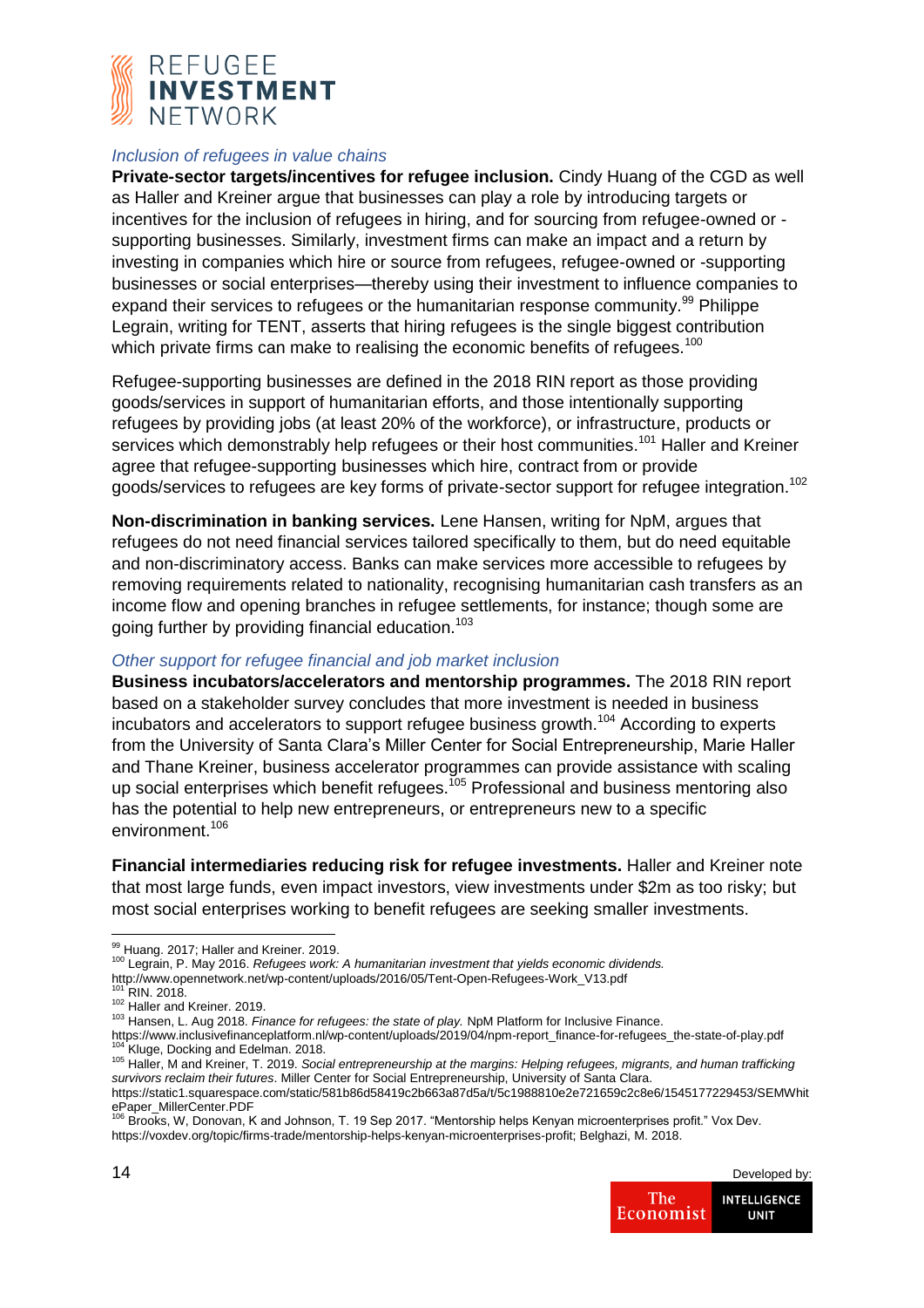*Inclusion of refugees in value chains*

**Private-sector targets/incentives for refugee inclusion.** Cindy Huang of the CGD as well as Haller and Kreiner argue that businesses can play a role by introducing targets or incentives for the inclusion of refugees in hiring, and for sourcing from refugee-owned or -supporting businesses. Similarly, investment firms can make an impact and a return by investing in companies which hire or source from refugees, refugee-owned or -supporting businesses or social enterprises—thereby using their investment to influence companies to expand their services to refugees or the humanitarian response community.[99] Philippe Legrain, writing for TENT, asserts that hiring refugees is the single biggest contribution which private firms can make to realising the economic benefits of refugees.[100]

Refugee-supporting businesses are defined in the 2018 RIN report as those providing goods/services in support of humanitarian efforts, and those intentionally supporting refugees by providing jobs (at least 20% of the workforce), or infrastructure, products or services which demonstrably help refugees or their host communities.[101] Haller and Kreiner agree that refugee-supporting businesses which hire, contract from or provide goods/services to refugees are key forms of private-sector support for refugee integration.[102]

**Non-discrimination in banking services.** Lene Hansen, writing for NpM, argues that refugees do not need financial services tailored specifically to them, but do need equitable and non-discriminatory access. Banks can make services more accessible to refugees by removing requirements related to nationality, recognising humanitarian cash transfers as an income flow and opening branches in refugee settlements, for instance; though some are going further by providing financial education.[103]

*Other support for refugee financial and job market inclusion*

**Business incubators/accelerators and mentorship programmes.** The 2018 RIN report based on a stakeholder survey concludes that more investment is needed in business incubators and accelerators to support refugee business growth.[104] According to experts from the University of Santa Clara's Miller Center for Social Entrepreneurship, Marie Haller and Thane Kreiner, business accelerator programmes can provide assistance with scaling up social enterprises which benefit refugees.[105] Professional and business mentoring also has the potential to help new entrepreneurs, or entrepreneurs new to a specific environment.[106]

**Financial intermediaries reducing risk for refugee investments.** Haller and Kreiner note that most large funds, even impact investors, view investments under $2m as too risky; but most social enterprises working to benefit refugees are seeking smaller investments.

---

[99] Huang. 2017; Haller and Kreiner. 2019.

[100] Legrain, P. May 2016. *Refugees work: A humanitarian investment that yields economic dividends.* http://www.opennetwork.net/wp-content/uploads/2016/05/Tent-Open-Refugees-Work_V13.pdf

[101] RIN. 2018.

[102] Haller and Kreiner. 2019.

[103] Hansen, L. Aug 2018. *Finance for refugees: the state of play.* NpM Platform for Inclusive Finance. https://www.inclusivefinanceplatform.nl/wp-content/uploads/2019/04/npm-report_finance-for-refugees_the-state-of-play.pdf

[104] Kluge, Docking and Edelman. 2018.

[105] Haller, M and Kreiner, T. 2019. *Social entrepreneurship at the margins: Helping refugees, migrants, and human trafficking survivors reclaim their futures*. Miller Center for Social Entrepreneurship, University of Santa Clara. https://static1.squarespace.com/static/581b86d58419c2b663a87d5a/t/5c1988810e2e721659c2c8e6/1545177229453/SEMWhitePaper_MillerCenter.PDF

[106] Brooks, W, Donovan, K and Johnson, T. 19 Sep 2017. "Mentorship helps Kenyan microenterprises profit." Vox Dev. https://voxdev.org/topic/firms-trade/mentorship-helps-kenyan-microenterprises-profit; Belghazi, M. 2018.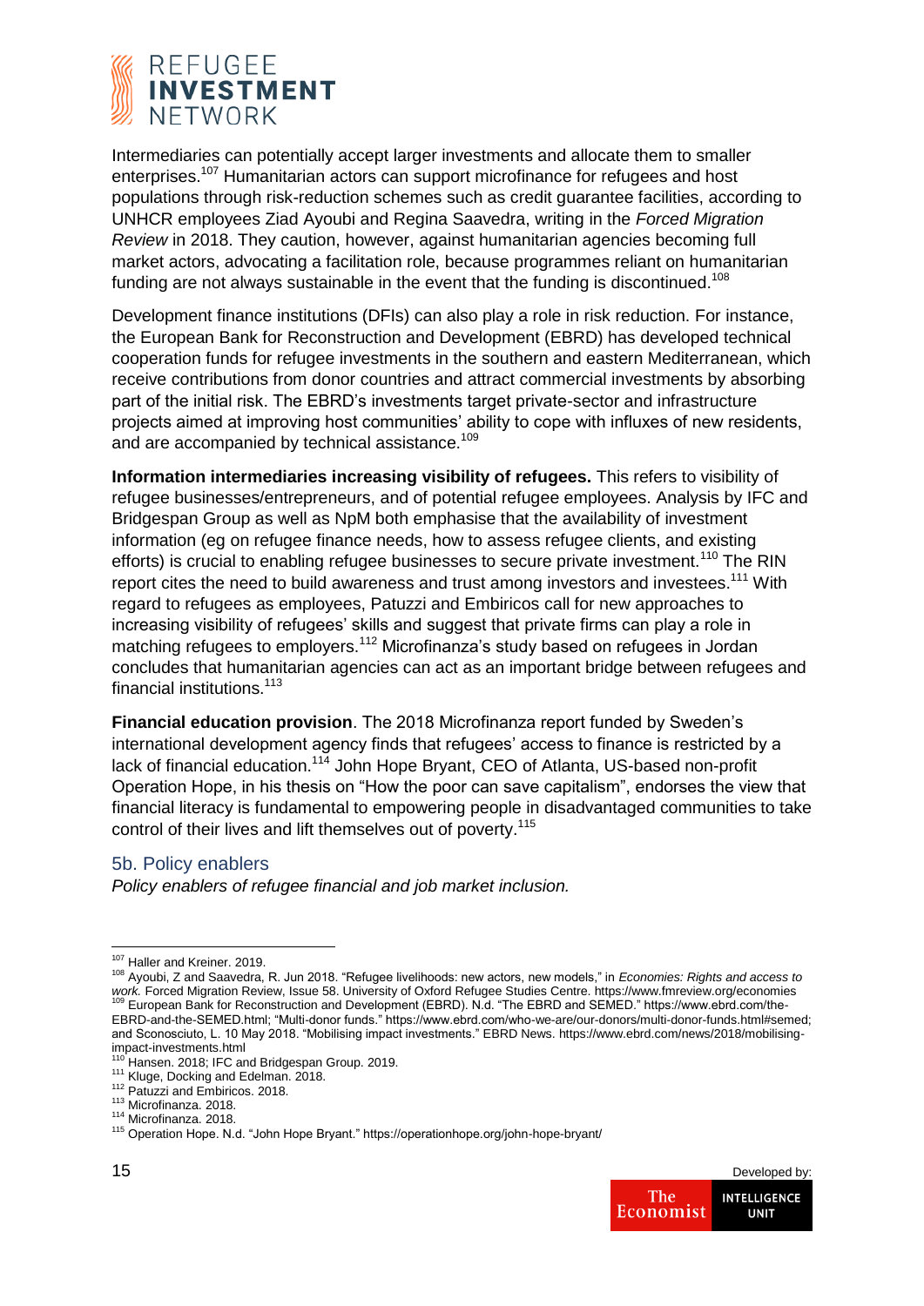Intermediaries can potentially accept larger investments and allocate them to smaller enterprises.[107] Humanitarian actors can support microfinance for refugees and host populations through risk-reduction schemes such as credit guarantee facilities, according to UNHCR employees Ziad Ayoubi and Regina Saavedra, writing in the *Forced Migration Review* in 2018. They caution, however, against humanitarian agencies becoming full market actors, advocating a facilitation role, because programmes reliant on humanitarian funding are not always sustainable in the event that the funding is discontinued.[108]

Development finance institutions (DFIs) can also play a role in risk reduction. For instance, the European Bank for Reconstruction and Development (EBRD) has developed technical cooperation funds for refugee investments in the southern and eastern Mediterranean, which receive contributions from donor countries and attract commercial investments by absorbing part of the initial risk. The EBRD's investments target private-sector and infrastructure projects aimed at improving host communities' ability to cope with influxes of new residents, and are accompanied by technical assistance.[109]

**Information intermediaries increasing visibility of refugees.** This refers to visibility of refugee businesses/entrepreneurs, and of potential refugee employees. Analysis by IFC and Bridgespan Group as well as NpM both emphasise that the availability of investment information (eg on refugee finance needs, how to assess refugee clients, and existing efforts) is crucial to enabling refugee businesses to secure private investment.[110] The RIN report cites the need to build awareness and trust among investors and investees.[111] With regard to refugees as employees, Patuzzi and Embiricos call for new approaches to increasing visibility of refugees' skills and suggest that private firms can play a role in matching refugees to employers.[112] Microfinanza's study based on refugees in Jordan concludes that humanitarian agencies can act as an important bridge between refugees and financial institutions.[113]

**Financial education provision**. The 2018 Microfinanza report funded by Sweden's international development agency finds that refugees' access to finance is restricted by a lack of financial education.[114] John Hope Bryant, CEO of Atlanta, US-based non-profit Operation Hope, in his thesis on "How the poor can save capitalism", endorses the view that financial literacy is fundamental to empowering people in disadvantaged communities to take control of their lives and lift themselves out of poverty.[115]

## 5b. Policy enablers

*Policy enablers of refugee financial and job market inclusion.*

---

[107] Haller and Kreiner. 2019.

[108] Ayoubi, Z and Saavedra, R. Jun 2018. "Refugee livelihoods: new actors, new models," in *Economies: Rights and access to work.* Forced Migration Review, Issue 58. University of Oxford Refugee Studies Centre. https://www.fmreview.org/economies

[109] European Bank for Reconstruction and Development (EBRD). N.d. "The EBRD and SEMED." https://www.ebrd.com/the-EBRD-and-the-SEMED.html; "Multi-donor funds." https://www.ebrd.com/who-we-are/our-donors/multi-donor-funds.html#semed; and Sconosciuto, L. 10 May 2018. "Mobilising impact investments." EBRD News. https://www.ebrd.com/news/2018/mobilising-impact-investments.html

[110] Hansen. 2018; IFC and Bridgespan Group. 2019.

[111] Kluge, Docking and Edelman. 2018.

[112] Patuzzi and Embiricos. 2018.

[113] Microfinanza. 2018.

[114] Microfinanza. 2018.

[115] Operation Hope. N.d. "John Hope Bryant." https://operationhope.org/john-hope-bryant/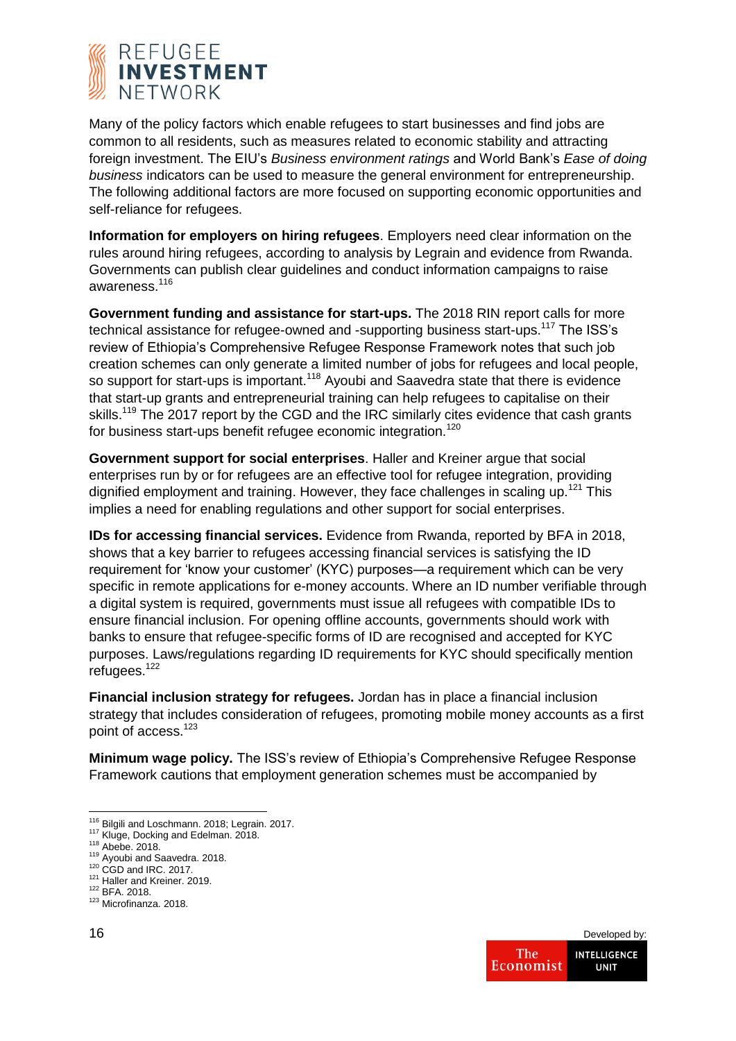Many of the policy factors which enable refugees to start businesses and find jobs are common to all residents, such as measures related to economic stability and attracting foreign investment. The EIU's *Business environment ratings* and World Bank's *Ease of doing business* indicators can be used to measure the general environment for entrepreneurship. The following additional factors are more focused on supporting economic opportunities and self-reliance for refugees.

**Information for employers on hiring refugees**. Employers need clear information on the rules around hiring refugees, according to analysis by Legrain and evidence from Rwanda. Governments can publish clear guidelines and conduct information campaigns to raise awareness.[116]

**Government funding and assistance for start-ups.** The 2018 RIN report calls for more technical assistance for refugee-owned and -supporting business start-ups.[117] The ISS's review of Ethiopia's Comprehensive Refugee Response Framework notes that such job creation schemes can only generate a limited number of jobs for refugees and local people, so support for start-ups is important.[118] Ayoubi and Saavedra state that there is evidence that start-up grants and entrepreneurial training can help refugees to capitalise on their skills.[119] The 2017 report by the CGD and the IRC similarly cites evidence that cash grants for business start-ups benefit refugee economic integration.[120]

**Government support for social enterprises**. Haller and Kreiner argue that social enterprises run by or for refugees are an effective tool for refugee integration, providing dignified employment and training. However, they face challenges in scaling up.[121] This implies a need for enabling regulations and other support for social enterprises.

**IDs for accessing financial services.** Evidence from Rwanda, reported by BFA in 2018, shows that a key barrier to refugees accessing financial services is satisfying the ID requirement for 'know your customer' (KYC) purposes—a requirement which can be very specific in remote applications for e-money accounts. Where an ID number verifiable through a digital system is required, governments must issue all refugees with compatible IDs to ensure financial inclusion. For opening offline accounts, governments should work with banks to ensure that refugee-specific forms of ID are recognised and accepted for KYC purposes. Laws/regulations regarding ID requirements for KYC should specifically mention refugees.[122]

**Financial inclusion strategy for refugees.** Jordan has in place a financial inclusion strategy that includes consideration of refugees, promoting mobile money accounts as a first point of access.[123]

**Minimum wage policy.** The ISS's review of Ethiopia's Comprehensive Refugee Response Framework cautions that employment generation schemes must be accompanied by

---

[116] Bilgili and Loschmann. 2018; Legrain. 2017.
[117] Kluge, Docking and Edelman. 2018.
[118] Abebe. 2018.
[119] Ayoubi and Saavedra. 2018.
[120] CGD and IRC. 2017.
[121] Haller and Kreiner. 2019.
[122] BFA. 2018.
[123] Microfinanza. 2018.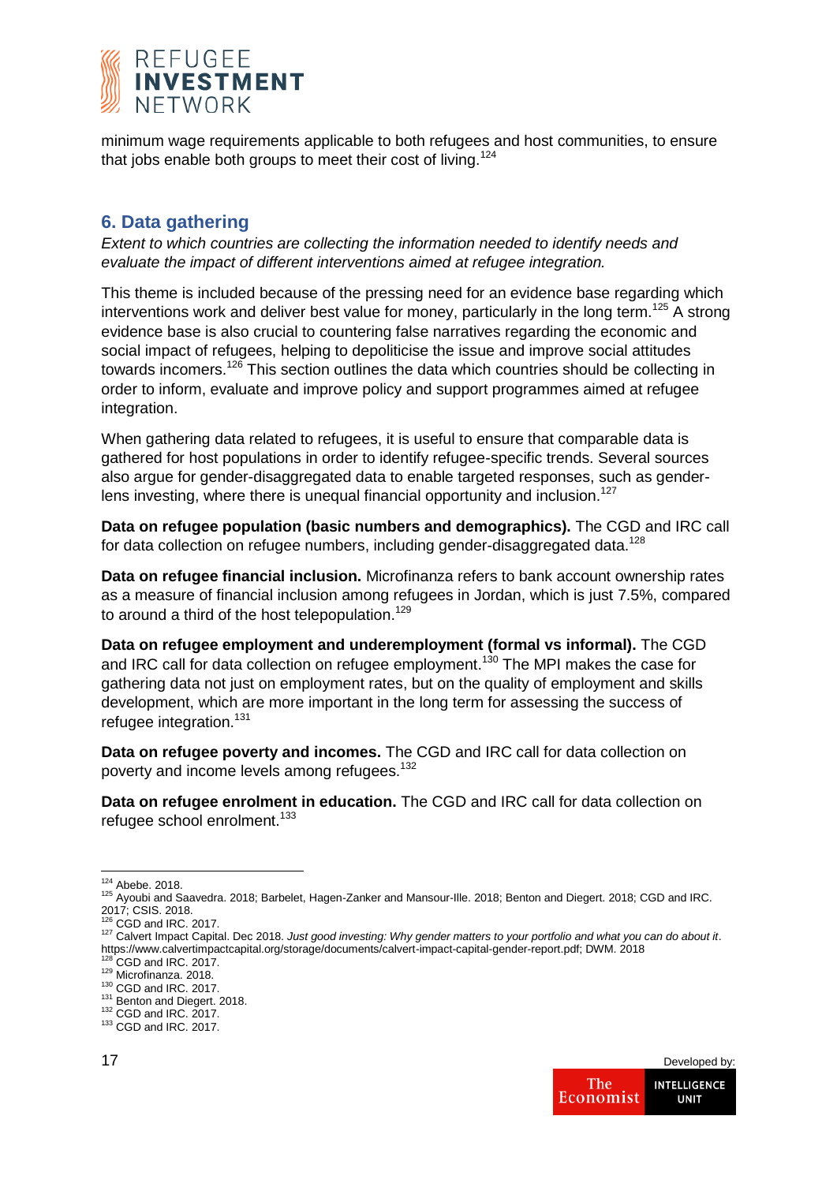minimum wage requirements applicable to both refugees and host communities, to ensure that jobs enable both groups to meet their cost of living.[124]

## 6. Data gathering

*Extent to which countries are collecting the information needed to identify needs and evaluate the impact of different interventions aimed at refugee integration.*

This theme is included because of the pressing need for an evidence base regarding which interventions work and deliver best value for money, particularly in the long term.[125] A strong evidence base is also crucial to countering false narratives regarding the economic and social impact of refugees, helping to depoliticise the issue and improve social attitudes towards incomers.[126] This section outlines the data which countries should be collecting in order to inform, evaluate and improve policy and support programmes aimed at refugee integration.

When gathering data related to refugees, it is useful to ensure that comparable data is gathered for host populations in order to identify refugee-specific trends. Several sources also argue for gender-disaggregated data to enable targeted responses, such as gender-lens investing, where there is unequal financial opportunity and inclusion.[127]

**Data on refugee population (basic numbers and demographics).** The CGD and IRC call for data collection on refugee numbers, including gender-disaggregated data.[128]

**Data on refugee financial inclusion.** Microfinanza refers to bank account ownership rates as a measure of financial inclusion among refugees in Jordan, which is just 7.5%, compared to around a third of the host telepopulation.[129]

**Data on refugee employment and underemployment (formal vs informal).** The CGD and IRC call for data collection on refugee employment.[130] The MPI makes the case for gathering data not just on employment rates, but on the quality of employment and skills development, which are more important in the long term for assessing the success of refugee integration.[131]

**Data on refugee poverty and incomes.** The CGD and IRC call for data collection on poverty and income levels among refugees.[132]

**Data on refugee enrolment in education.** The CGD and IRC call for data collection on refugee school enrolment.[133]

---

[124] Abebe. 2018.
[125] Ayoubi and Saavedra. 2018; Barbelet, Hagen-Zanker and Mansour-Ille. 2018; Benton and Diegert. 2018; CGD and IRC. 2017; CSIS. 2018.
[126] CGD and IRC. 2017.
[127] Calvert Impact Capital. Dec 2018. *Just good investing: Why gender matters to your portfolio and what you can do about it*. https://www.calvertimpactcapital.org/storage/documents/calvert-impact-capital-gender-report.pdf; DWM. 2018
[128] CGD and IRC. 2017.
[129] Microfinanza. 2018.
[130] CGD and IRC. 2017.
[131] Benton and Diegert. 2018.
[132] CGD and IRC. 2017.
[133] CGD and IRC. 2017.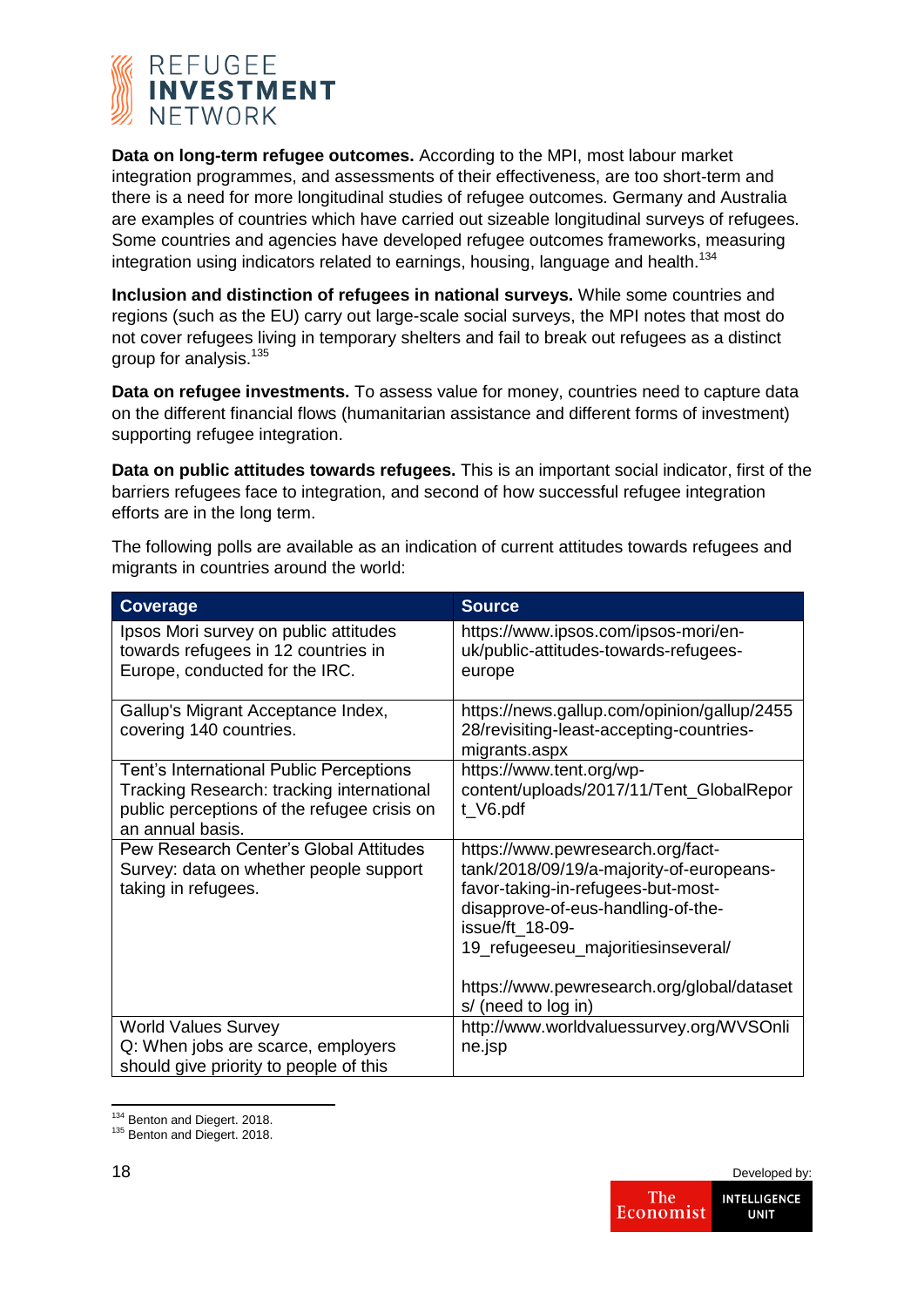**Data on long-term refugee outcomes.** According to the MPI, most labour market integration programmes, and assessments of their effectiveness, are too short-term and there is a need for more longitudinal studies of refugee outcomes. Germany and Australia are examples of countries which have carried out sizeable longitudinal surveys of refugees. Some countries and agencies have developed refugee outcomes frameworks, measuring integration using indicators related to earnings, housing, language and health.[134]

**Inclusion and distinction of refugees in national surveys.** While some countries and regions (such as the EU) carry out large-scale social surveys, the MPI notes that most do not cover refugees living in temporary shelters and fail to break out refugees as a distinct group for analysis.[135]

**Data on refugee investments.** To assess value for money, countries need to capture data on the different financial flows (humanitarian assistance and different forms of investment) supporting refugee integration.

**Data on public attitudes towards refugees.** This is an important social indicator, first of the barriers refugees face to integration, and second of how successful refugee integration efforts are in the long term.

The following polls are available as an indication of current attitudes towards refugees and migrants in countries around the world:

| Coverage | Source |
|---|---|
| Ipsos Mori survey on public attitudes towards refugees in 12 countries in Europe, conducted for the IRC. | https://www.ipsos.com/ipsos-mori/en-uk/public-attitudes-towards-refugees-europe |
| Gallup's Migrant Acceptance Index, covering 140 countries. | https://news.gallup.com/opinion/gallup/245528/revisiting-least-accepting-countries-migrants.aspx |
| Tent's International Public Perceptions Tracking Research: tracking international public perceptions of the refugee crisis on an annual basis. | https://www.tent.org/wp-content/uploads/2017/11/Tent_GlobalReport_V6.pdf |
| Pew Research Center's Global Attitudes Survey: data on whether people support taking in refugees. | https://www.pewresearch.org/fact-tank/2018/09/19/a-majority-of-europeans-favor-taking-in-refugees-but-most-disapprove-of-eus-handling-of-the-issue/ft_18-09-19_refugeeseu_majoritiesinseveral/<br><br>https://www.pewresearch.org/global/datasets/ (need to log in) |
| World Values Survey<br>Q: When jobs are scarce, employers should give priority to people of this | http://www.worldvaluessurvey.org/WVSOnline.jsp |

[134] Benton and Diegert. 2018.
[135] Benton and Diegert. 2018.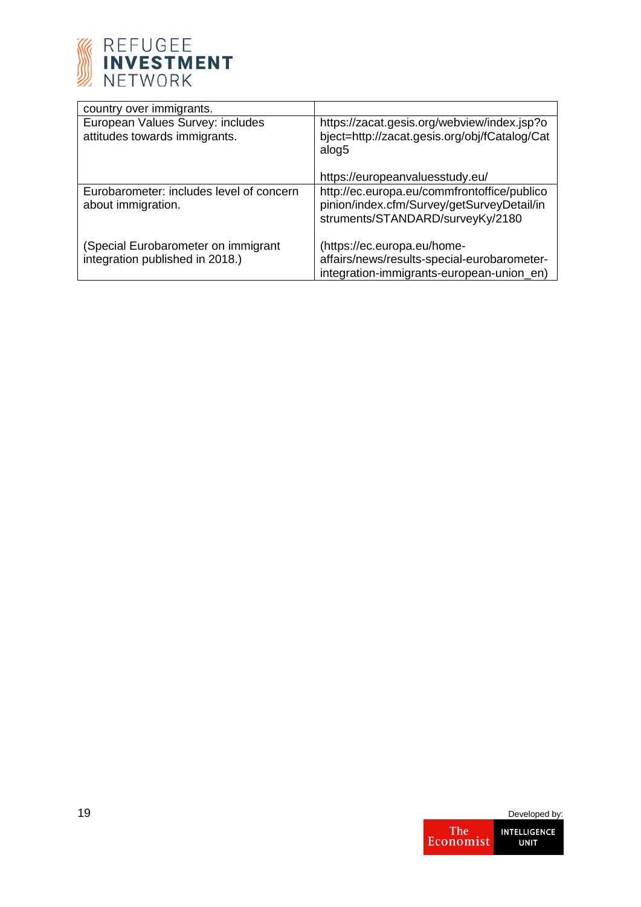| | |
|---|---|
| country over immigrants. | |
| European Values Survey: includes attitudes towards immigrants. | https://zacat.gesis.org/webview/index.jsp?object=http://zacat.gesis.org/obj/fCatalog/Catalog5<br><br>https://europeanvaluesstudy.eu/ |
| Eurobarometer: includes level of concern about immigration.<br><br>(Special Eurobarometer on immigrant integration published in 2018.) | http://ec.europa.eu/commfrontoffice/publicopinion/index.cfm/Survey/getSurveyDetail/instruments/STANDARD/surveyKy/2180<br><br>(https://ec.europa.eu/home-affairs/news/results-special-eurobarometer-integration-immigrants-european-union_en) |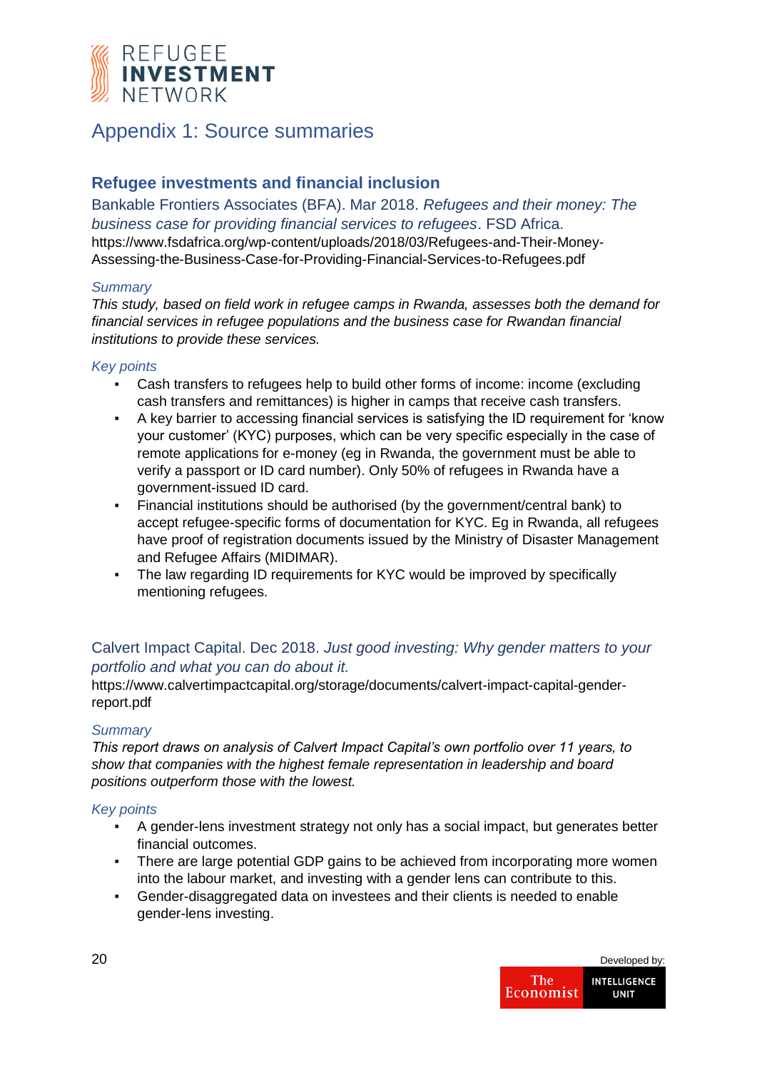# Appendix 1: Source summaries

## Refugee investments and financial inclusion

### Bankable Frontiers Associates (BFA). Mar 2018. *Refugees and their money: The business case for providing financial services to refugees*. FSD Africa.

https://www.fsdafrica.org/wp-content/uploads/2018/03/Refugees-and-Their-Money-Assessing-the-Business-Case-for-Providing-Financial-Services-to-Refugees.pdf

*Summary*

*This study, based on field work in refugee camps in Rwanda, assesses both the demand for financial services in refugee populations and the business case for Rwandan financial institutions to provide these services.*

*Key points*

- Cash transfers to refugees help to build other forms of income: income (excluding cash transfers and remittances) is higher in camps that receive cash transfers.
- A key barrier to accessing financial services is satisfying the ID requirement for 'know your customer' (KYC) purposes, which can be very specific especially in the case of remote applications for e-money (eg in Rwanda, the government must be able to verify a passport or ID card number). Only 50% of refugees in Rwanda have a government-issued ID card.
- Financial institutions should be authorised (by the government/central bank) to accept refugee-specific forms of documentation for KYC. Eg in Rwanda, all refugees have proof of registration documents issued by the Ministry of Disaster Management and Refugee Affairs (MIDIMAR).
- The law regarding ID requirements for KYC would be improved by specifically mentioning refugees.

### Calvert Impact Capital. Dec 2018. *Just good investing: Why gender matters to your portfolio and what you can do about it.*

https://www.calvertimpactcapital.org/storage/documents/calvert-impact-capital-gender-report.pdf

*Summary*

*This report draws on analysis of Calvert Impact Capital's own portfolio over 11 years, to show that companies with the highest female representation in leadership and board positions outperform those with the lowest.*

*Key points*

- A gender-lens investment strategy not only has a social impact, but generates better financial outcomes.
- There are large potential GDP gains to be achieved from incorporating more women into the labour market, and investing with a gender lens can contribute to this.
- Gender-disaggregated data on investees and their clients is needed to enable gender-lens investing.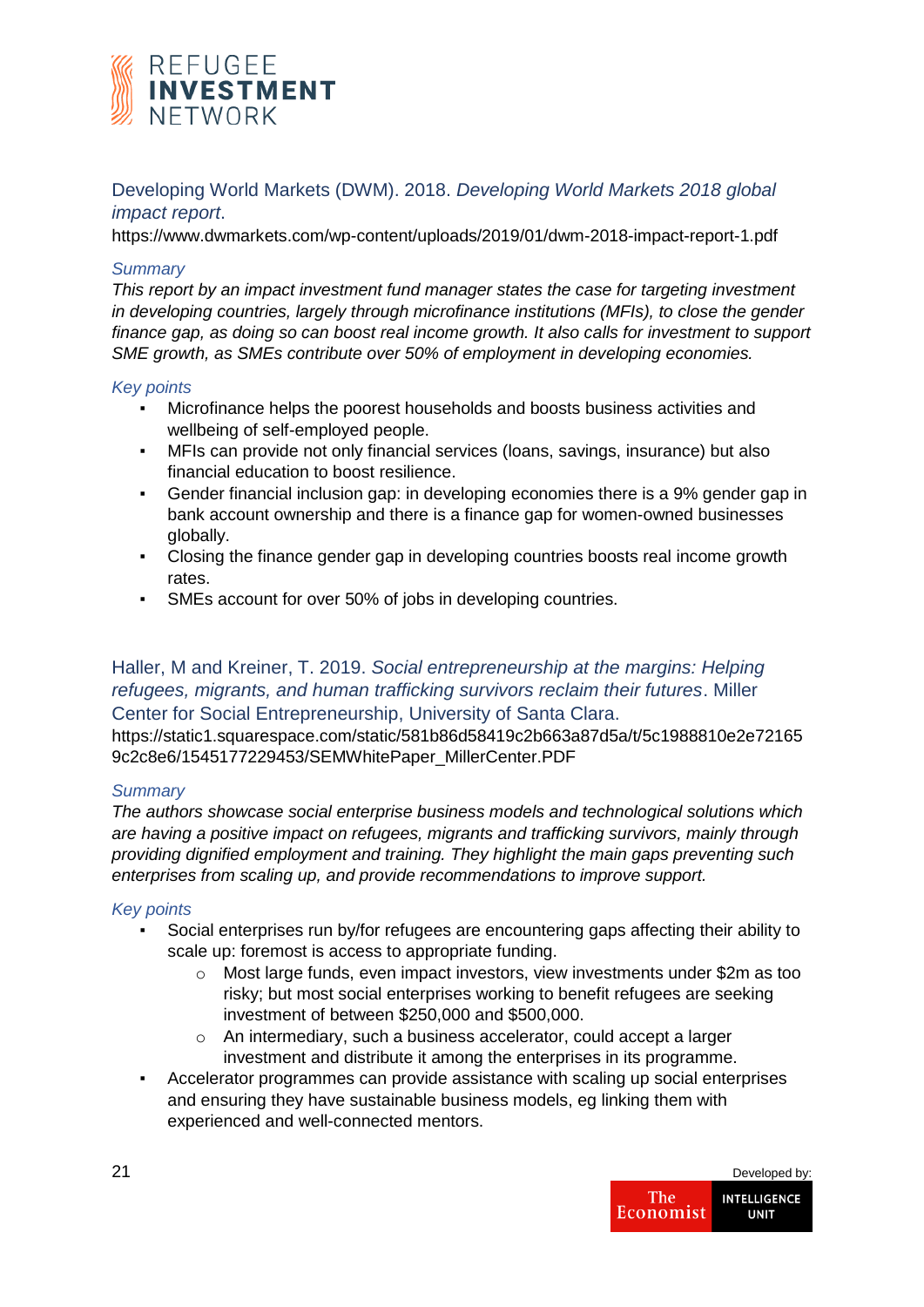Developing World Markets (DWM). 2018. *Developing World Markets 2018 global impact report*.
https://www.dwmarkets.com/wp-content/uploads/2019/01/dwm-2018-impact-report-1.pdf

*Summary*

*This report by an impact investment fund manager states the case for targeting investment in developing countries, largely through microfinance institutions (MFIs), to close the gender finance gap, as doing so can boost real income growth. It also calls for investment to support SME growth, as SMEs contribute over 50% of employment in developing economies.*

*Key points*

- Microfinance helps the poorest households and boosts business activities and wellbeing of self-employed people.
- MFIs can provide not only financial services (loans, savings, insurance) but also financial education to boost resilience.
- Gender financial inclusion gap: in developing economies there is a 9% gender gap in bank account ownership and there is a finance gap for women-owned businesses globally.
- Closing the finance gender gap in developing countries boosts real income growth rates.
- SMEs account for over 50% of jobs in developing countries.

Haller, M and Kreiner, T. 2019. *Social entrepreneurship at the margins: Helping refugees, migrants, and human trafficking survivors reclaim their futures*. Miller Center for Social Entrepreneurship, University of Santa Clara.
https://static1.squarespace.com/static/581b86d58419c2b663a87d5a/t/5c1988810e2e721659c2c8e6/1545177229453/SEMWhitePaper_MillerCenter.PDF

*Summary*

*The authors showcase social enterprise business models and technological solutions which are having a positive impact on refugees, migrants and trafficking survivors, mainly through providing dignified employment and training. They highlight the main gaps preventing such enterprises from scaling up, and provide recommendations to improve support.*

*Key points*

- Social enterprises run by/for refugees are encountering gaps affecting their ability to scale up: foremost is access to appropriate funding.
    - Most large funds, even impact investors, view investments under $2m as too risky; but most social enterprises working to benefit refugees are seeking investment of between $250,000 and $500,000.
    - An intermediary, such a business accelerator, could accept a larger investment and distribute it among the enterprises in its programme.
- Accelerator programmes can provide assistance with scaling up social enterprises and ensuring they have sustainable business models, eg linking them with experienced and well-connected mentors.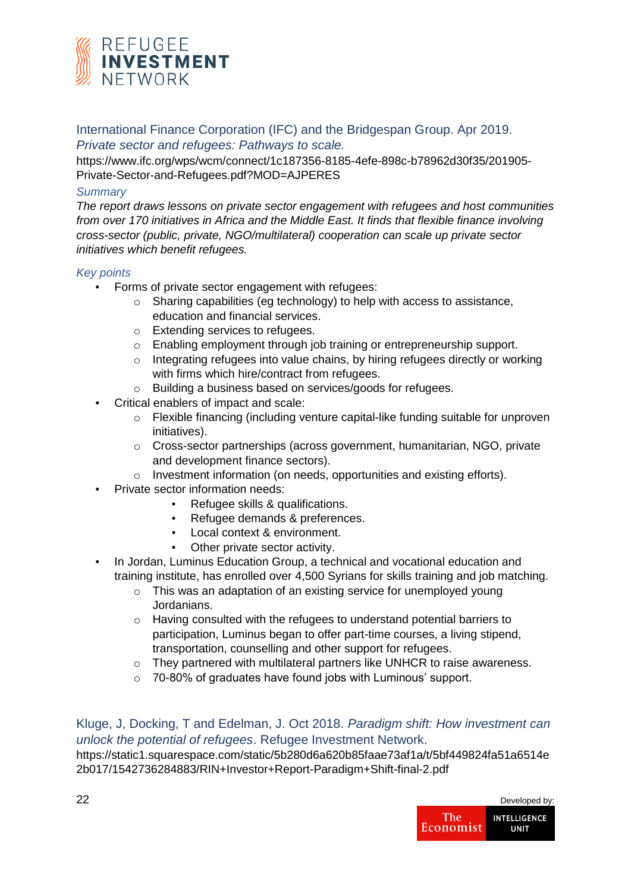### International Finance Corporation (IFC) and the Bridgespan Group. Apr 2019. *Private sector and refugees: Pathways to scale.*

https://www.ifc.org/wps/wcm/connect/1c187356-8185-4efe-898c-b78962d30f35/201905-Private-Sector-and-Refugees.pdf?MOD=AJPERES

*Summary*

*The report draws lessons on private sector engagement with refugees and host communities from over 170 initiatives in Africa and the Middle East. It finds that flexible finance involving cross-sector (public, private, NGO/multilateral) cooperation can scale up private sector initiatives which benefit refugees.*

*Key points*

- Forms of private sector engagement with refugees:
  - Sharing capabilities (eg technology) to help with access to assistance, education and financial services.
  - Extending services to refugees.
  - Enabling employment through job training or entrepreneurship support.
  - Integrating refugees into value chains, by hiring refugees directly or working with firms which hire/contract from refugees.
  - Building a business based on services/goods for refugees.
- Critical enablers of impact and scale:
  - Flexible financing (including venture capital-like funding suitable for unproven initiatives).
  - Cross-sector partnerships (across government, humanitarian, NGO, private and development finance sectors).
  - Investment information (on needs, opportunities and existing efforts).
- Private sector information needs:
    - Refugee skills & qualifications.
    - Refugee demands & preferences.
    - Local context & environment.
    - Other private sector activity.
- In Jordan, Luminus Education Group, a technical and vocational education and training institute, has enrolled over 4,500 Syrians for skills training and job matching.
  - This was an adaptation of an existing service for unemployed young Jordanians.
  - Having consulted with the refugees to understand potential barriers to participation, Luminus began to offer part-time courses, a living stipend, transportation, counselling and other support for refugees.
  - They partnered with multilateral partners like UNHCR to raise awareness.
  - 70-80% of graduates have found jobs with Luminous' support.

### Kluge, J, Docking, T and Edelman, J. Oct 2018. *Paradigm shift: How investment can unlock the potential of refugees*. Refugee Investment Network.

https://static1.squarespace.com/static/5b280d6a620b85faae73af1a/t/5bf449824fa51a6514e2b017/1542736284883/RIN+Investor+Report-Paradigm+Shift-final-2.pdf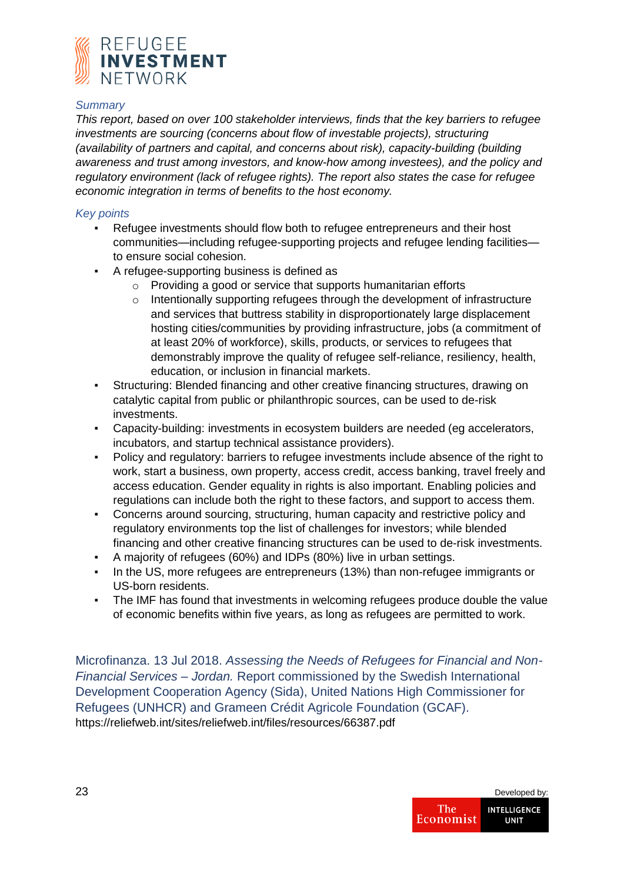*Summary*

*This report, based on over 100 stakeholder interviews, finds that the key barriers to refugee investments are sourcing (concerns about flow of investable projects), structuring (availability of partners and capital, and concerns about risk), capacity-building (building awareness and trust among investors, and know-how among investees), and the policy and regulatory environment (lack of refugee rights). The report also states the case for refugee economic integration in terms of benefits to the host economy.*

*Key points*

- Refugee investments should flow both to refugee entrepreneurs and their host communities—including refugee-supporting projects and refugee lending facilities—to ensure social cohesion.
- A refugee-supporting business is defined as
  - Providing a good or service that supports humanitarian efforts
  - Intentionally supporting refugees through the development of infrastructure and services that buttress stability in disproportionately large displacement hosting cities/communities by providing infrastructure, jobs (a commitment of at least 20% of workforce), skills, products, or services to refugees that demonstrably improve the quality of refugee self-reliance, resiliency, health, education, or inclusion in financial markets.
- Structuring: Blended financing and other creative financing structures, drawing on catalytic capital from public or philanthropic sources, can be used to de-risk investments.
- Capacity-building: investments in ecosystem builders are needed (eg accelerators, incubators, and startup technical assistance providers).
- Policy and regulatory: barriers to refugee investments include absence of the right to work, start a business, own property, access credit, access banking, travel freely and access education. Gender equality in rights is also important. Enabling policies and regulations can include both the right to these factors, and support to access them.
- Concerns around sourcing, structuring, human capacity and restrictive policy and regulatory environments top the list of challenges for investors; while blended financing and other creative financing structures can be used to de-risk investments.
- A majority of refugees (60%) and IDPs (80%) live in urban settings.
- In the US, more refugees are entrepreneurs (13%) than non-refugee immigrants or US-born residents.
- The IMF has found that investments in welcoming refugees produce double the value of economic benefits within five years, as long as refugees are permitted to work.

Microfinanza. 13 Jul 2018. *Assessing the Needs of Refugees for Financial and Non-Financial Services – Jordan.* Report commissioned by the Swedish International Development Cooperation Agency (Sida), United Nations High Commissioner for Refugees (UNHCR) and Grameen Crédit Agricole Foundation (GCAF).
https://reliefweb.int/sites/reliefweb.int/files/resources/66387.pdf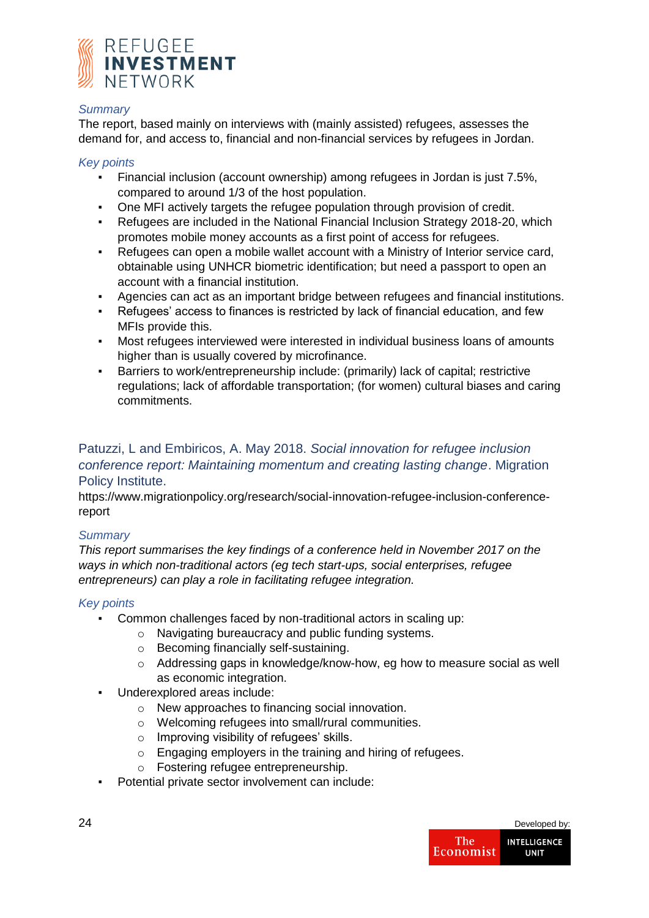*Summary*

The report, based mainly on interviews with (mainly assisted) refugees, assesses the demand for, and access to, financial and non-financial services by refugees in Jordan.

*Key points*

- Financial inclusion (account ownership) among refugees in Jordan is just 7.5%, compared to around 1/3 of the host population.
- One MFI actively targets the refugee population through provision of credit.
- Refugees are included in the National Financial Inclusion Strategy 2018-20, which promotes mobile money accounts as a first point of access for refugees.
- Refugees can open a mobile wallet account with a Ministry of Interior service card, obtainable using UNHCR biometric identification; but need a passport to open an account with a financial institution.
- Agencies can act as an important bridge between refugees and financial institutions.
- Refugees' access to finances is restricted by lack of financial education, and few MFIs provide this.
- Most refugees interviewed were interested in individual business loans of amounts higher than is usually covered by microfinance.
- Barriers to work/entrepreneurship include: (primarily) lack of capital; restrictive regulations; lack of affordable transportation; (for women) cultural biases and caring commitments.

### Patuzzi, L and Embiricos, A. May 2018. *Social innovation for refugee inclusion conference report: Maintaining momentum and creating lasting change*. Migration Policy Institute.

https://www.migrationpolicy.org/research/social-innovation-refugee-inclusion-conference-report

*Summary*

*This report summarises the key findings of a conference held in November 2017 on the ways in which non-traditional actors (eg tech start-ups, social enterprises, refugee entrepreneurs) can play a role in facilitating refugee integration.*

*Key points*

- Common challenges faced by non-traditional actors in scaling up:
  - Navigating bureaucracy and public funding systems.
  - Becoming financially self-sustaining.
  - Addressing gaps in knowledge/know-how, eg how to measure social as well as economic integration.
- Underexplored areas include:
  - New approaches to financing social innovation.
  - Welcoming refugees into small/rural communities.
  - Improving visibility of refugees' skills.
  - Engaging employers in the training and hiring of refugees.
  - Fostering refugee entrepreneurship.
- Potential private sector involvement can include: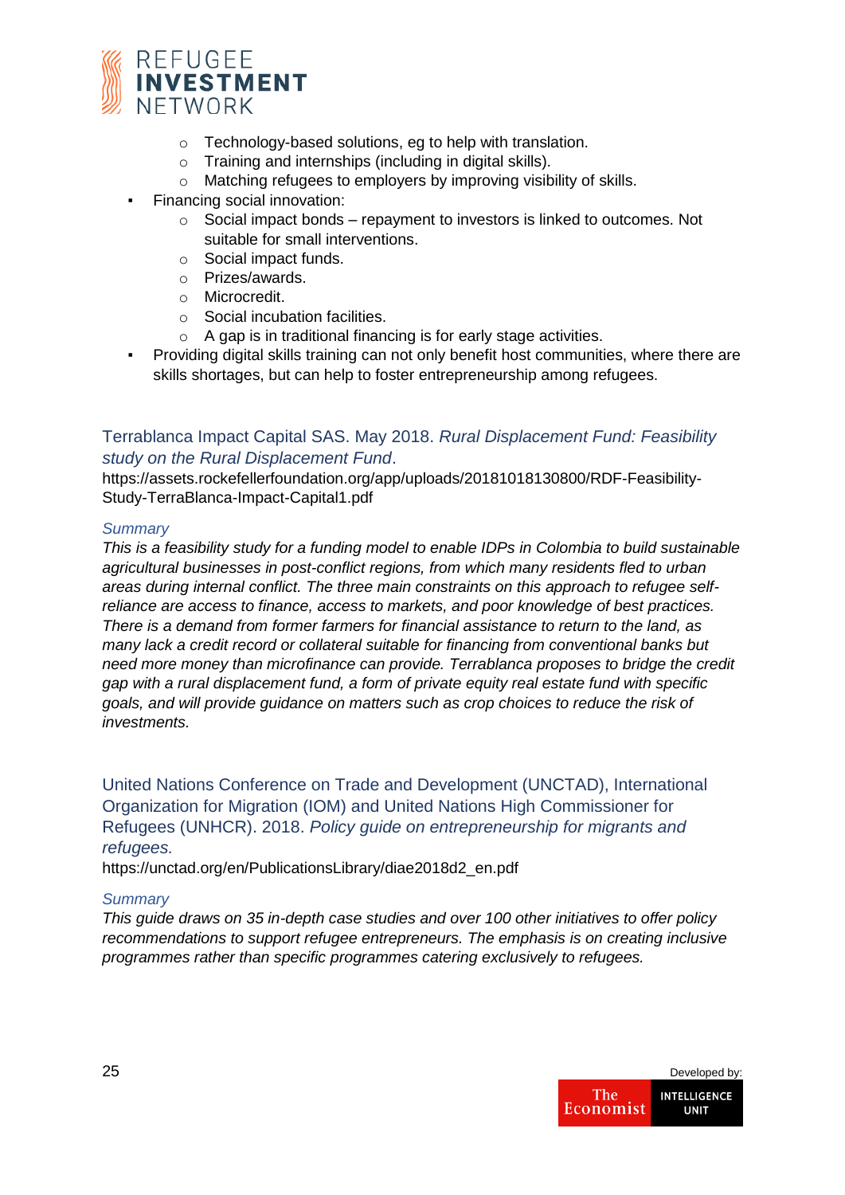- Technology-based solutions, eg to help with translation.
    - Training and internships (including in digital skills).
    - Matching refugees to employers by improving visibility of skills.
- Financing social innovation:
    - Social impact bonds – repayment to investors is linked to outcomes. Not suitable for small interventions.
    - Social impact funds.
    - Prizes/awards.
    - Microcredit.
    - Social incubation facilities.
    - A gap is in traditional financing is for early stage activities.
- Providing digital skills training can not only benefit host communities, where there are skills shortages, but can help to foster entrepreneurship among refugees.

### Terrablanca Impact Capital SAS. May 2018. *Rural Displacement Fund: Feasibility study on the Rural Displacement Fund*.

https://assets.rockefellerfoundation.org/app/uploads/20181018130800/RDF-Feasibility-Study-TerraBlanca-Impact-Capital1.pdf

*Summary*

*This is a feasibility study for a funding model to enable IDPs in Colombia to build sustainable agricultural businesses in post-conflict regions, from which many residents fled to urban areas during internal conflict. The three main constraints on this approach to refugee self-reliance are access to finance, access to markets, and poor knowledge of best practices. There is a demand from former farmers for financial assistance to return to the land, as many lack a credit record or collateral suitable for financing from conventional banks but need more money than microfinance can provide. Terrablanca proposes to bridge the credit gap with a rural displacement fund, a form of private equity real estate fund with specific goals, and will provide guidance on matters such as crop choices to reduce the risk of investments.*

### United Nations Conference on Trade and Development (UNCTAD), International Organization for Migration (IOM) and United Nations High Commissioner for Refugees (UNHCR). 2018. *Policy guide on entrepreneurship for migrants and refugees.*

https://unctad.org/en/PublicationsLibrary/diae2018d2_en.pdf

*Summary*

*This guide draws on 35 in-depth case studies and over 100 other initiatives to offer policy recommendations to support refugee entrepreneurs. The emphasis is on creating inclusive programmes rather than specific programmes catering exclusively to refugees.*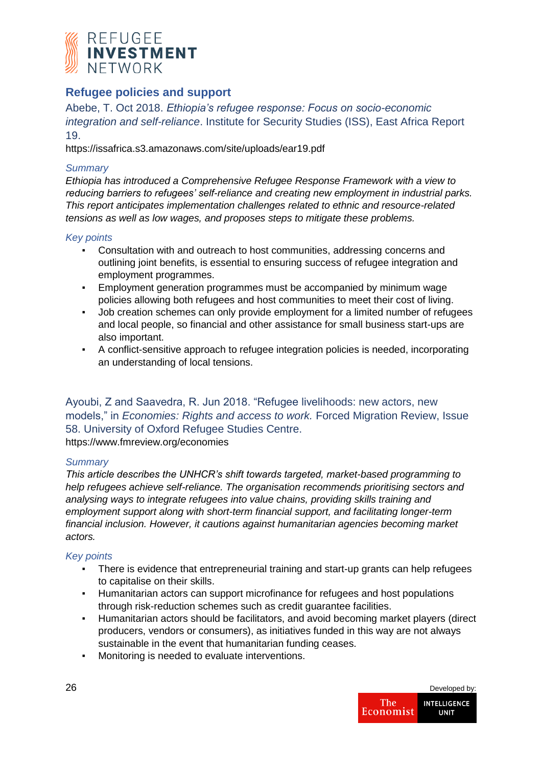## Refugee policies and support

Abebe, T. Oct 2018. *Ethiopia's refugee response: Focus on socio-economic integration and self-reliance*. Institute for Security Studies (ISS), East Africa Report 19.

https://issafrica.s3.amazonaws.com/site/uploads/ear19.pdf

*Summary*

*Ethiopia has introduced a Comprehensive Refugee Response Framework with a view to reducing barriers to refugees' self-reliance and creating new employment in industrial parks. This report anticipates implementation challenges related to ethnic and resource-related tensions as well as low wages, and proposes steps to mitigate these problems.*

*Key points*

- Consultation with and outreach to host communities, addressing concerns and outlining joint benefits, is essential to ensuring success of refugee integration and employment programmes.
- Employment generation programmes must be accompanied by minimum wage policies allowing both refugees and host communities to meet their cost of living.
- Job creation schemes can only provide employment for a limited number of refugees and local people, so financial and other assistance for small business start-ups are also important.
- A conflict-sensitive approach to refugee integration policies is needed, incorporating an understanding of local tensions.

Ayoubi, Z and Saavedra, R. Jun 2018. "Refugee livelihoods: new actors, new models," in *Economies: Rights and access to work.* Forced Migration Review, Issue 58. University of Oxford Refugee Studies Centre.

https://www.fmreview.org/economies

*Summary*

*This article describes the UNHCR's shift towards targeted, market-based programming to help refugees achieve self-reliance. The organisation recommends prioritising sectors and analysing ways to integrate refugees into value chains, providing skills training and employment support along with short-term financial support, and facilitating longer-term financial inclusion. However, it cautions against humanitarian agencies becoming market actors.*

*Key points*

- There is evidence that entrepreneurial training and start-up grants can help refugees to capitalise on their skills.
- Humanitarian actors can support microfinance for refugees and host populations through risk-reduction schemes such as credit guarantee facilities.
- Humanitarian actors should be facilitators, and avoid becoming market players (direct producers, vendors or consumers), as initiatives funded in this way are not always sustainable in the event that humanitarian funding ceases.
- Monitoring is needed to evaluate interventions.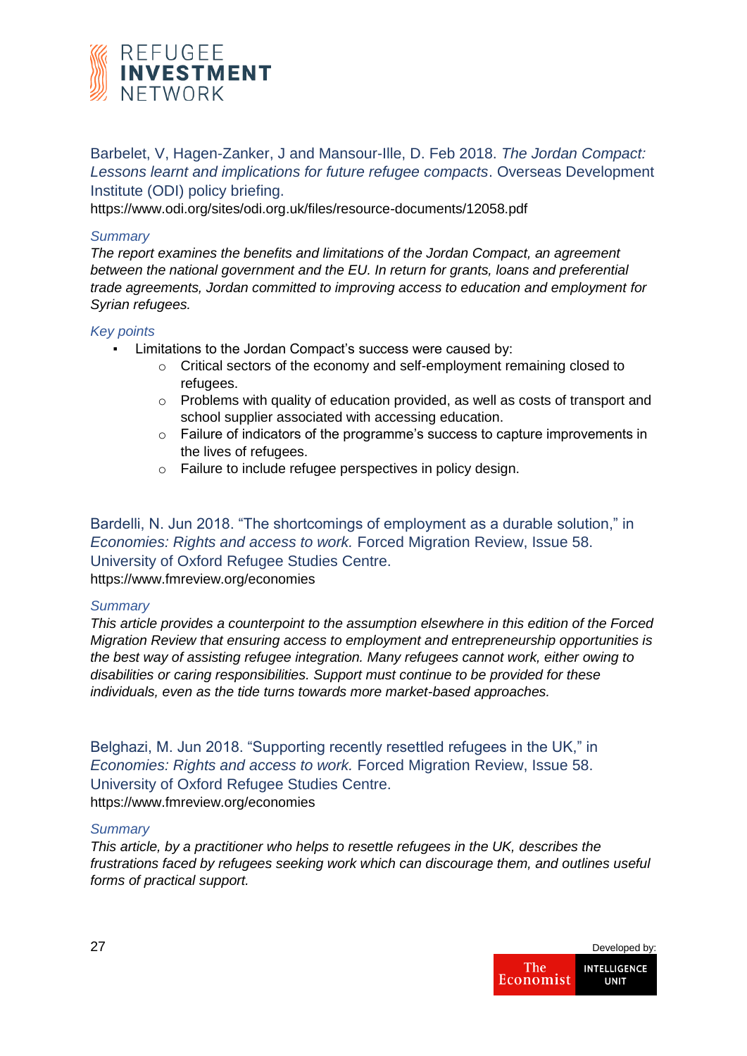Barbelet, V, Hagen-Zanker, J and Mansour-Ille, D. Feb 2018. *The Jordan Compact: Lessons learnt and implications for future refugee compacts*. Overseas Development Institute (ODI) policy briefing.
https://www.odi.org/sites/odi.org.uk/files/resource-documents/12058.pdf

*Summary*

*The report examines the benefits and limitations of the Jordan Compact, an agreement between the national government and the EU. In return for grants, loans and preferential trade agreements, Jordan committed to improving access to education and employment for Syrian refugees.*

*Key points*

- Limitations to the Jordan Compact's success were caused by:
  - Critical sectors of the economy and self-employment remaining closed to refugees.
  - Problems with quality of education provided, as well as costs of transport and school supplier associated with accessing education.
  - Failure of indicators of the programme's success to capture improvements in the lives of refugees.
  - Failure to include refugee perspectives in policy design.

Bardelli, N. Jun 2018. "The shortcomings of employment as a durable solution," in *Economies: Rights and access to work.* Forced Migration Review, Issue 58. University of Oxford Refugee Studies Centre.
https://www.fmreview.org/economies

*Summary*

*This article provides a counterpoint to the assumption elsewhere in this edition of the Forced Migration Review that ensuring access to employment and entrepreneurship opportunities is the best way of assisting refugee integration. Many refugees cannot work, either owing to disabilities or caring responsibilities. Support must continue to be provided for these individuals, even as the tide turns towards more market-based approaches.*

Belghazi, M. Jun 2018. "Supporting recently resettled refugees in the UK," in *Economies: Rights and access to work.* Forced Migration Review, Issue 58. University of Oxford Refugee Studies Centre.
https://www.fmreview.org/economies

*Summary*

*This article, by a practitioner who helps to resettle refugees in the UK, describes the frustrations faced by refugees seeking work which can discourage them, and outlines useful forms of practical support.*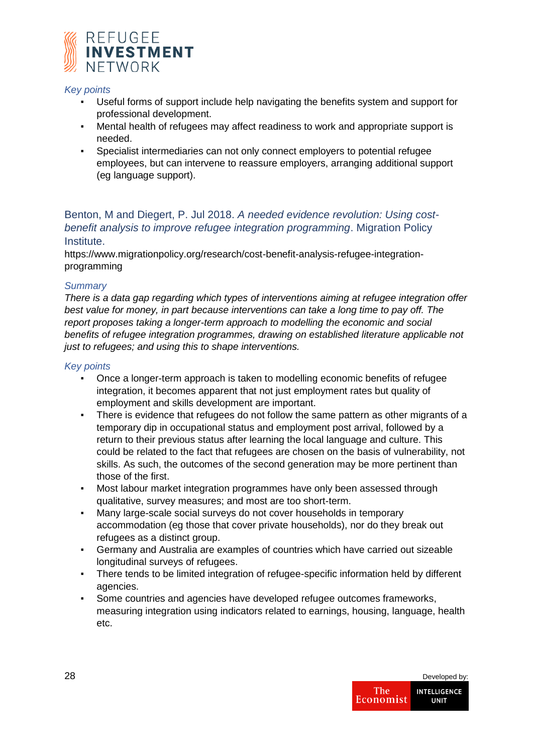*Key points*

- Useful forms of support include help navigating the benefits system and support for professional development.
- Mental health of refugees may affect readiness to work and appropriate support is needed.
- Specialist intermediaries can not only connect employers to potential refugee employees, but can intervene to reassure employers, arranging additional support (eg language support).

### Benton, M and Diegert, P. Jul 2018. *A needed evidence revolution: Using cost-benefit analysis to improve refugee integration programming*. Migration Policy Institute.

https://www.migrationpolicy.org/research/cost-benefit-analysis-refugee-integration-programming

*Summary*

*There is a data gap regarding which types of interventions aiming at refugee integration offer best value for money, in part because interventions can take a long time to pay off. The report proposes taking a longer-term approach to modelling the economic and social benefits of refugee integration programmes, drawing on established literature applicable not just to refugees; and using this to shape interventions.*

*Key points*

- Once a longer-term approach is taken to modelling economic benefits of refugee integration, it becomes apparent that not just employment rates but quality of employment and skills development are important.
- There is evidence that refugees do not follow the same pattern as other migrants of a temporary dip in occupational status and employment post arrival, followed by a return to their previous status after learning the local language and culture. This could be related to the fact that refugees are chosen on the basis of vulnerability, not skills. As such, the outcomes of the second generation may be more pertinent than those of the first.
- Most labour market integration programmes have only been assessed through qualitative, survey measures; and most are too short-term.
- Many large-scale social surveys do not cover households in temporary accommodation (eg those that cover private households), nor do they break out refugees as a distinct group.
- Germany and Australia are examples of countries which have carried out sizeable longitudinal surveys of refugees.
- There tends to be limited integration of refugee-specific information held by different agencies.
- Some countries and agencies have developed refugee outcomes frameworks, measuring integration using indicators related to earnings, housing, language, health etc.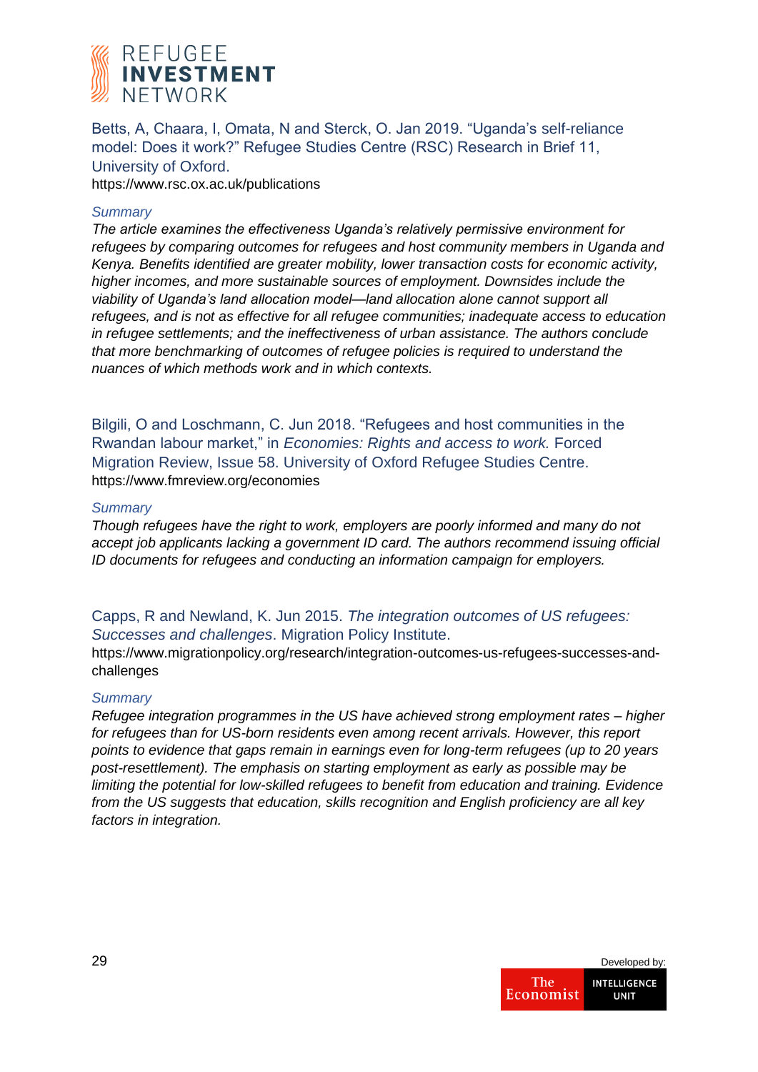Betts, A, Chaara, I, Omata, N and Sterck, O. Jan 2019. "Uganda's self-reliance model: Does it work?" Refugee Studies Centre (RSC) Research in Brief 11, University of Oxford.
https://www.rsc.ox.ac.uk/publications

*Summary*

*The article examines the effectiveness Uganda's relatively permissive environment for refugees by comparing outcomes for refugees and host community members in Uganda and Kenya. Benefits identified are greater mobility, lower transaction costs for economic activity, higher incomes, and more sustainable sources of employment. Downsides include the viability of Uganda's land allocation model—land allocation alone cannot support all refugees, and is not as effective for all refugee communities; inadequate access to education in refugee settlements; and the ineffectiveness of urban assistance. The authors conclude that more benchmarking of outcomes of refugee policies is required to understand the nuances of which methods work and in which contexts.*

Bilgili, O and Loschmann, C. Jun 2018. "Refugees and host communities in the Rwandan labour market," in *Economies: Rights and access to work.* Forced Migration Review, Issue 58. University of Oxford Refugee Studies Centre.
https://www.fmreview.org/economies

*Summary*

*Though refugees have the right to work, employers are poorly informed and many do not accept job applicants lacking a government ID card. The authors recommend issuing official ID documents for refugees and conducting an information campaign for employers.*

Capps, R and Newland, K. Jun 2015. *The integration outcomes of US refugees: Successes and challenges*. Migration Policy Institute.
https://www.migrationpolicy.org/research/integration-outcomes-us-refugees-successes-and-challenges

*Summary*

*Refugee integration programmes in the US have achieved strong employment rates – higher for refugees than for US-born residents even among recent arrivals. However, this report points to evidence that gaps remain in earnings even for long-term refugees (up to 20 years post-resettlement). The emphasis on starting employment as early as possible may be limiting the potential for low-skilled refugees to benefit from education and training. Evidence from the US suggests that education, skills recognition and English proficiency are all key factors in integration.*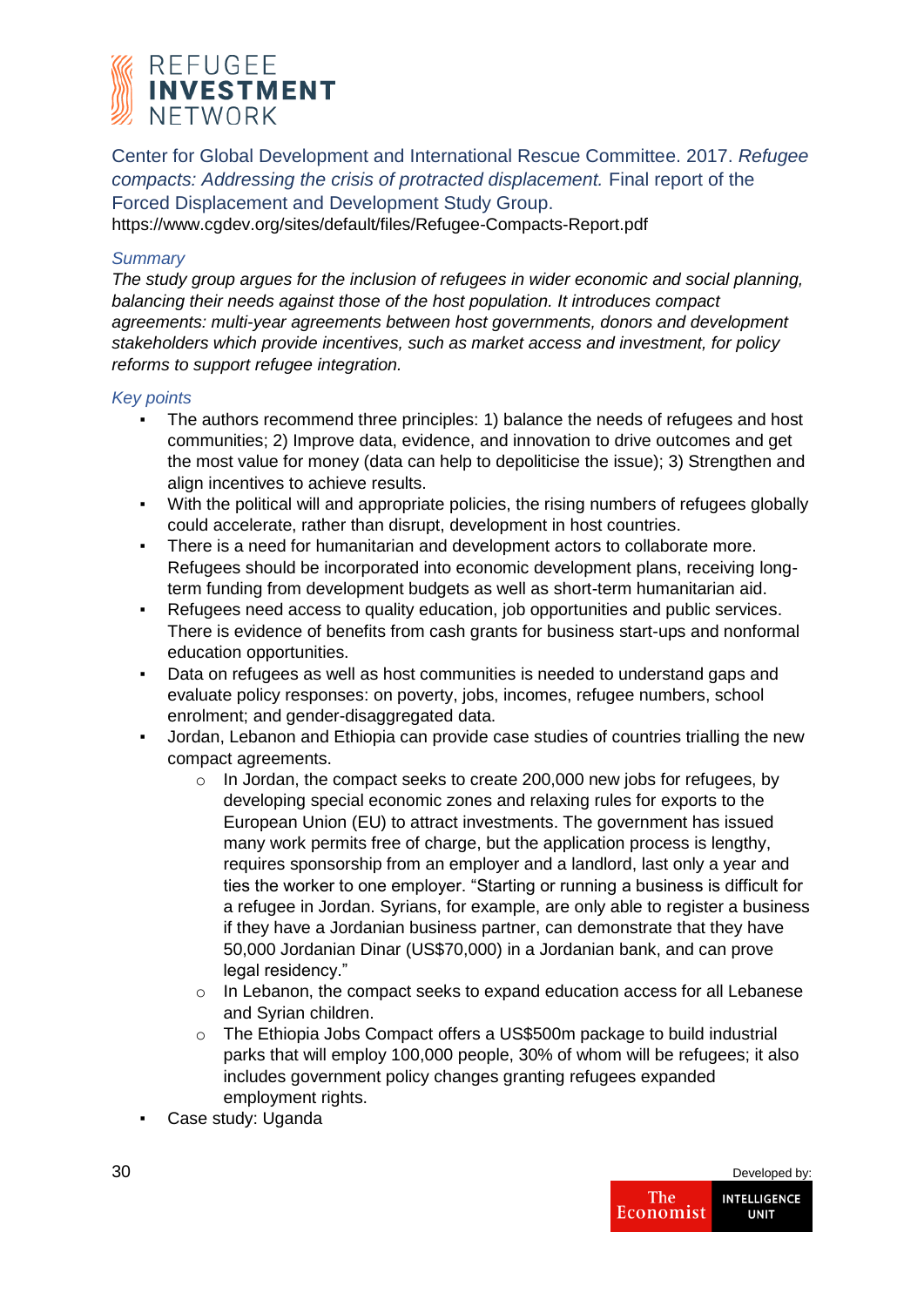Center for Global Development and International Rescue Committee. 2017. *Refugee compacts: Addressing the crisis of protracted displacement.* Final report of the Forced Displacement and Development Study Group.
https://www.cgdev.org/sites/default/files/Refugee-Compacts-Report.pdf

*Summary*

*The study group argues for the inclusion of refugees in wider economic and social planning, balancing their needs against those of the host population. It introduces compact agreements: multi-year agreements between host governments, donors and development stakeholders which provide incentives, such as market access and investment, for policy reforms to support refugee integration.*

*Key points*

- The authors recommend three principles: 1) balance the needs of refugees and host communities; 2) Improve data, evidence, and innovation to drive outcomes and get the most value for money (data can help to depoliticise the issue); 3) Strengthen and align incentives to achieve results.
- With the political will and appropriate policies, the rising numbers of refugees globally could accelerate, rather than disrupt, development in host countries.
- There is a need for humanitarian and development actors to collaborate more. Refugees should be incorporated into economic development plans, receiving long-term funding from development budgets as well as short-term humanitarian aid.
- Refugees need access to quality education, job opportunities and public services. There is evidence of benefits from cash grants for business start-ups and nonformal education opportunities.
- Data on refugees as well as host communities is needed to understand gaps and evaluate policy responses: on poverty, jobs, incomes, refugee numbers, school enrolment; and gender-disaggregated data.
- Jordan, Lebanon and Ethiopia can provide case studies of countries trialling the new compact agreements.
  - In Jordan, the compact seeks to create 200,000 new jobs for refugees, by developing special economic zones and relaxing rules for exports to the European Union (EU) to attract investments. The government has issued many work permits free of charge, but the application process is lengthy, requires sponsorship from an employer and a landlord, last only a year and ties the worker to one employer. "Starting or running a business is difficult for a refugee in Jordan. Syrians, for example, are only able to register a business if they have a Jordanian business partner, can demonstrate that they have 50,000 Jordanian Dinar (US$70,000) in a Jordanian bank, and can prove legal residency."
  - In Lebanon, the compact seeks to expand education access for all Lebanese and Syrian children.
  - The Ethiopia Jobs Compact offers a US$500m package to build industrial parks that will employ 100,000 people, 30% of whom will be refugees; it also includes government policy changes granting refugees expanded employment rights.
- Case study: Uganda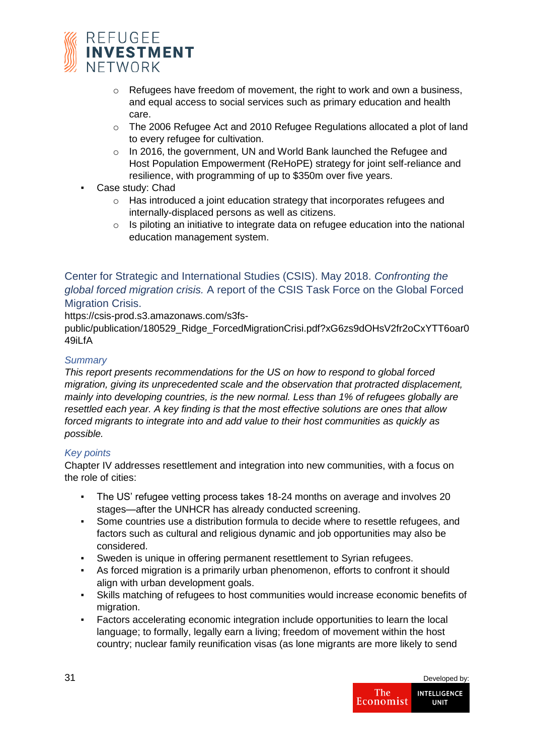- Refugees have freedom of movement, the right to work and own a business, and equal access to social services such as primary education and health care.
    - The 2006 Refugee Act and 2010 Refugee Regulations allocated a plot of land to every refugee for cultivation.
    - In 2016, the government, UN and World Bank launched the Refugee and Host Population Empowerment (ReHoPE) strategy for joint self-reliance and resilience, with programming of up to $350m over five years.
- Case study: Chad
    - Has introduced a joint education strategy that incorporates refugees and internally-displaced persons as well as citizens.
    - Is piloting an initiative to integrate data on refugee education into the national education management system.

### Center for Strategic and International Studies (CSIS). May 2018. *Confronting the global forced migration crisis.* A report of the CSIS Task Force on the Global Forced Migration Crisis.

https://csis-prod.s3.amazonaws.com/s3fs-public/publication/180529_Ridge_ForcedMigrationCrisi.pdf?xG6zs9dOHsV2fr2oCxYTT6oar049iLfA

*Summary*

*This report presents recommendations for the US on how to respond to global forced migration, giving its unprecedented scale and the observation that protracted displacement, mainly into developing countries, is the new normal. Less than 1% of refugees globally are resettled each year. A key finding is that the most effective solutions are ones that allow forced migrants to integrate into and add value to their host communities as quickly as possible.*

*Key points*

Chapter IV addresses resettlement and integration into new communities, with a focus on the role of cities:

- The US' refugee vetting process takes 18-24 months on average and involves 20 stages—after the UNHCR has already conducted screening.
- Some countries use a distribution formula to decide where to resettle refugees, and factors such as cultural and religious dynamic and job opportunities may also be considered.
- Sweden is unique in offering permanent resettlement to Syrian refugees.
- As forced migration is a primarily urban phenomenon, efforts to confront it should align with urban development goals.
- Skills matching of refugees to host communities would increase economic benefits of migration.
- Factors accelerating economic integration include opportunities to learn the local language; to formally, legally earn a living; freedom of movement within the host country; nuclear family reunification visas (as lone migrants are more likely to send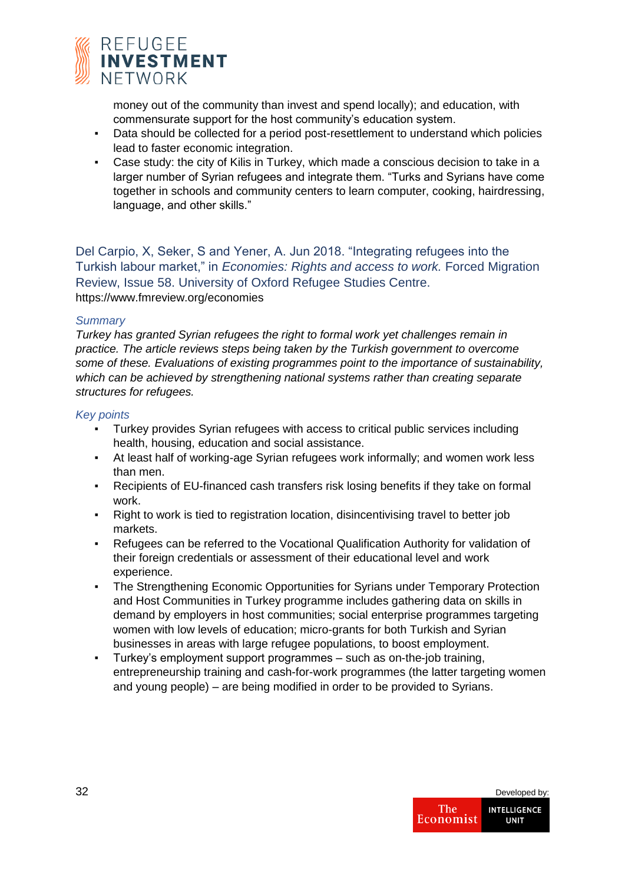money out of the community than invest and spend locally); and education, with commensurate support for the host community's education system.

- Data should be collected for a period post-resettlement to understand which policies lead to faster economic integration.
- Case study: the city of Kilis in Turkey, which made a conscious decision to take in a larger number of Syrian refugees and integrate them. "Turks and Syrians have come together in schools and community centers to learn computer, cooking, hairdressing, language, and other skills."

### Del Carpio, X, Seker, S and Yener, A. Jun 2018. "Integrating refugees into the Turkish labour market," in *Economies: Rights and access to work.* Forced Migration Review, Issue 58. University of Oxford Refugee Studies Centre.

https://www.fmreview.org/economies

*Summary*

*Turkey has granted Syrian refugees the right to formal work yet challenges remain in practice. The article reviews steps being taken by the Turkish government to overcome some of these. Evaluations of existing programmes point to the importance of sustainability, which can be achieved by strengthening national systems rather than creating separate structures for refugees.*

*Key points*

- Turkey provides Syrian refugees with access to critical public services including health, housing, education and social assistance.
- At least half of working-age Syrian refugees work informally; and women work less than men.
- Recipients of EU-financed cash transfers risk losing benefits if they take on formal work.
- Right to work is tied to registration location, disincentivising travel to better job markets.
- Refugees can be referred to the Vocational Qualification Authority for validation of their foreign credentials or assessment of their educational level and work experience.
- The Strengthening Economic Opportunities for Syrians under Temporary Protection and Host Communities in Turkey programme includes gathering data on skills in demand by employers in host communities; social enterprise programmes targeting women with low levels of education; micro-grants for both Turkish and Syrian businesses in areas with large refugee populations, to boost employment.
- Turkey's employment support programmes – such as on-the-job training, entrepreneurship training and cash-for-work programmes (the latter targeting women and young people) – are being modified in order to be provided to Syrians.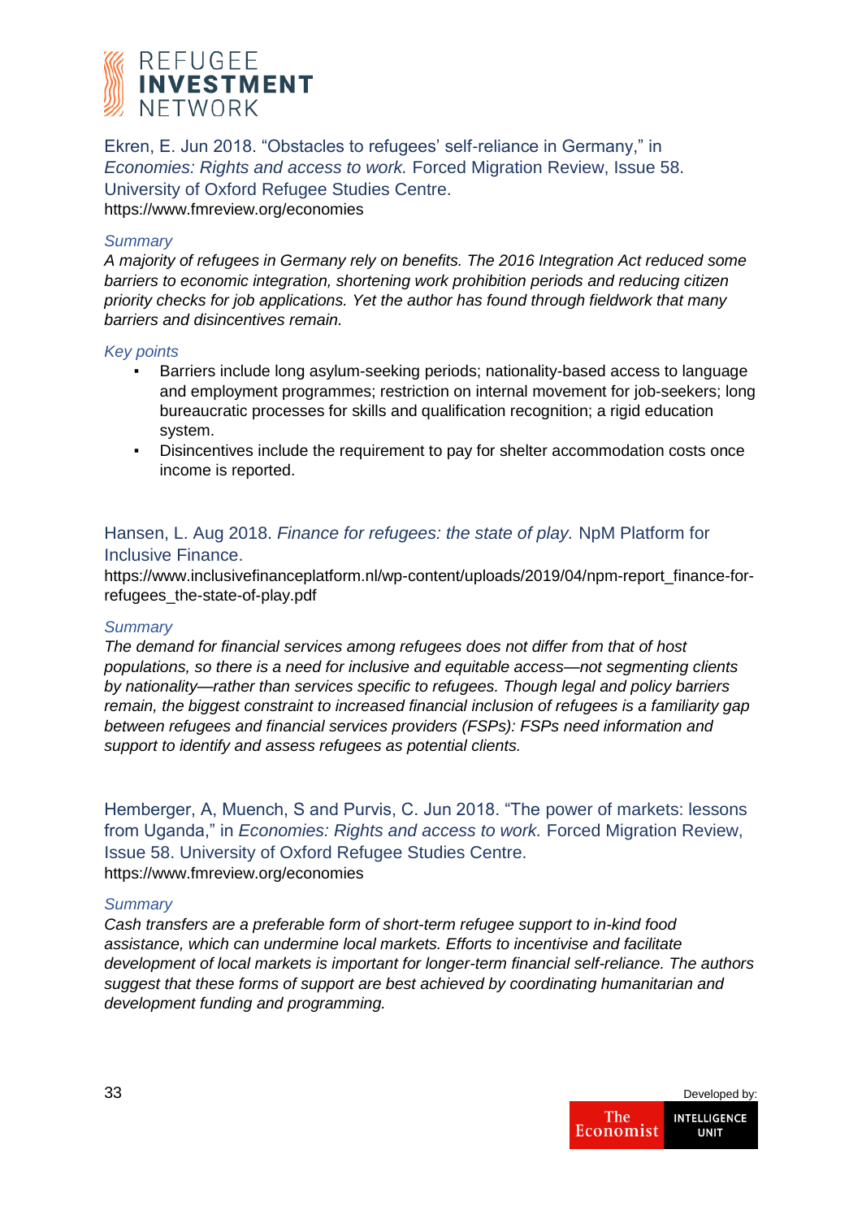Ekren, E. Jun 2018. "Obstacles to refugees' self-reliance in Germany," in *Economies: Rights and access to work.* Forced Migration Review, Issue 58. University of Oxford Refugee Studies Centre.
https://www.fmreview.org/economies

*Summary*

*A majority of refugees in Germany rely on benefits. The 2016 Integration Act reduced some barriers to economic integration, shortening work prohibition periods and reducing citizen priority checks for job applications. Yet the author has found through fieldwork that many barriers and disincentives remain.*

*Key points*

- Barriers include long asylum-seeking periods; nationality-based access to language and employment programmes; restriction on internal movement for job-seekers; long bureaucratic processes for skills and qualification recognition; a rigid education system.
- Disincentives include the requirement to pay for shelter accommodation costs once income is reported.

Hansen, L. Aug 2018. *Finance for refugees: the state of play.* NpM Platform for Inclusive Finance.
https://www.inclusivefinanceplatform.nl/wp-content/uploads/2019/04/npm-report_finance-for-refugees_the-state-of-play.pdf

*Summary*

*The demand for financial services among refugees does not differ from that of host populations, so there is a need for inclusive and equitable access—not segmenting clients by nationality—rather than services specific to refugees. Though legal and policy barriers remain, the biggest constraint to increased financial inclusion of refugees is a familiarity gap between refugees and financial services providers (FSPs): FSPs need information and support to identify and assess refugees as potential clients.*

Hemberger, A, Muench, S and Purvis, C. Jun 2018. "The power of markets: lessons from Uganda," in *Economies: Rights and access to work.* Forced Migration Review, Issue 58. University of Oxford Refugee Studies Centre.
https://www.fmreview.org/economies

*Summary*

*Cash transfers are a preferable form of short-term refugee support to in-kind food assistance, which can undermine local markets. Efforts to incentivise and facilitate development of local markets is important for longer-term financial self-reliance. The authors suggest that these forms of support are best achieved by coordinating humanitarian and development funding and programming.*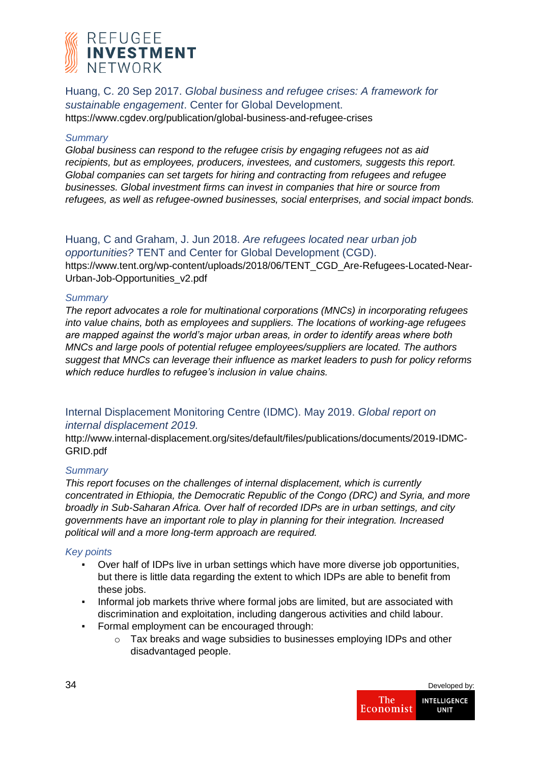Huang, C. 20 Sep 2017. *Global business and refugee crises: A framework for sustainable engagement*. Center for Global Development.
https://www.cgdev.org/publication/global-business-and-refugee-crises

*Summary*

*Global business can respond to the refugee crisis by engaging refugees not as aid recipients, but as employees, producers, investees, and customers, suggests this report. Global companies can set targets for hiring and contracting from refugees and refugee businesses. Global investment firms can invest in companies that hire or source from refugees, as well as refugee-owned businesses, social enterprises, and social impact bonds.*

Huang, C and Graham, J. Jun 2018. *Are refugees located near urban job opportunities?* TENT and Center for Global Development (CGD).
https://www.tent.org/wp-content/uploads/2018/06/TENT_CGD_Are-Refugees-Located-Near-Urban-Job-Opportunities_v2.pdf

*Summary*

*The report advocates a role for multinational corporations (MNCs) in incorporating refugees into value chains, both as employees and suppliers. The locations of working-age refugees are mapped against the world's major urban areas, in order to identify areas where both MNCs and large pools of potential refugee employees/suppliers are located. The authors suggest that MNCs can leverage their influence as market leaders to push for policy reforms which reduce hurdles to refugee's inclusion in value chains.*

Internal Displacement Monitoring Centre (IDMC). May 2019. *Global report on internal displacement 2019.*
http://www.internal-displacement.org/sites/default/files/publications/documents/2019-IDMC-GRID.pdf

*Summary*

*This report focuses on the challenges of internal displacement, which is currently concentrated in Ethiopia, the Democratic Republic of the Congo (DRC) and Syria, and more broadly in Sub-Saharan Africa. Over half of recorded IDPs are in urban settings, and city governments have an important role to play in planning for their integration. Increased political will and a more long-term approach are required.*

*Key points*

- Over half of IDPs live in urban settings which have more diverse job opportunities, but there is little data regarding the extent to which IDPs are able to benefit from these jobs.
- Informal job markets thrive where formal jobs are limited, but are associated with discrimination and exploitation, including dangerous activities and child labour.
- Formal employment can be encouraged through:
    - Tax breaks and wage subsidies to businesses employing IDPs and other disadvantaged people.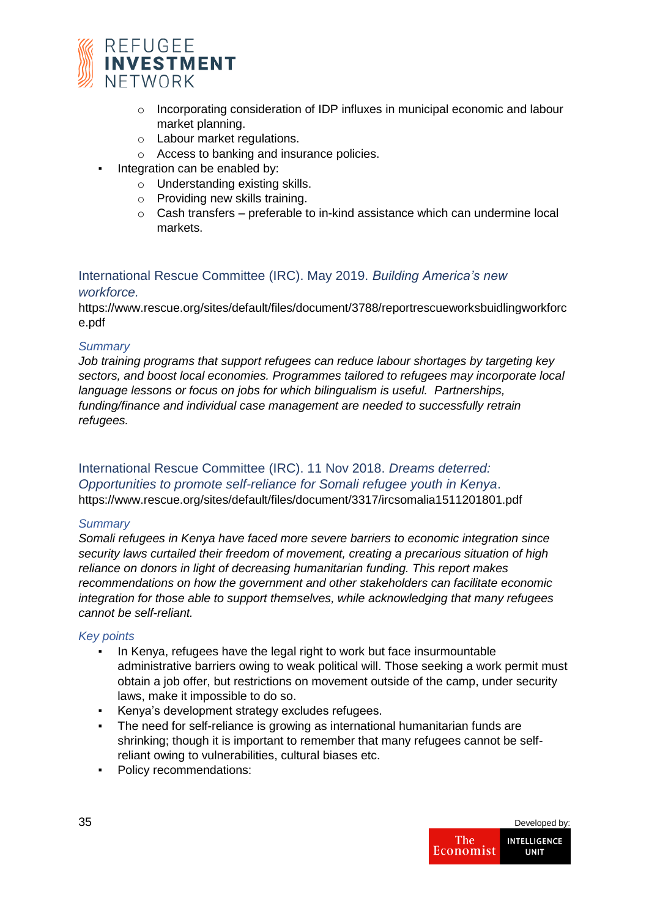- Incorporating consideration of IDP influxes in municipal economic and labour market planning.
    - Labour market regulations.
    - Access to banking and insurance policies.
- Integration can be enabled by:
    - Understanding existing skills.
    - Providing new skills training.
    - Cash transfers – preferable to in-kind assistance which can undermine local markets.

### International Rescue Committee (IRC). May 2019. *Building America's new workforce.*

https://www.rescue.org/sites/default/files/document/3788/reportrescueworksbuidlingworkforce.pdf

*Summary*

*Job training programs that support refugees can reduce labour shortages by targeting key sectors, and boost local economies. Programmes tailored to refugees may incorporate local language lessons or focus on jobs for which bilingualism is useful. Partnerships, funding/finance and individual case management are needed to successfully retrain refugees.*

### International Rescue Committee (IRC). 11 Nov 2018. *Dreams deterred: Opportunities to promote self-reliance for Somali refugee youth in Kenya*.

https://www.rescue.org/sites/default/files/document/3317/ircsomalia1511201801.pdf

*Summary*

*Somali refugees in Kenya have faced more severe barriers to economic integration since security laws curtailed their freedom of movement, creating a precarious situation of high reliance on donors in light of decreasing humanitarian funding. This report makes recommendations on how the government and other stakeholders can facilitate economic integration for those able to support themselves, while acknowledging that many refugees cannot be self-reliant.*

*Key points*

- In Kenya, refugees have the legal right to work but face insurmountable administrative barriers owing to weak political will. Those seeking a work permit must obtain a job offer, but restrictions on movement outside of the camp, under security laws, make it impossible to do so.
- Kenya's development strategy excludes refugees.
- The need for self-reliance is growing as international humanitarian funds are shrinking; though it is important to remember that many refugees cannot be self-reliant owing to vulnerabilities, cultural biases etc.
- Policy recommendations: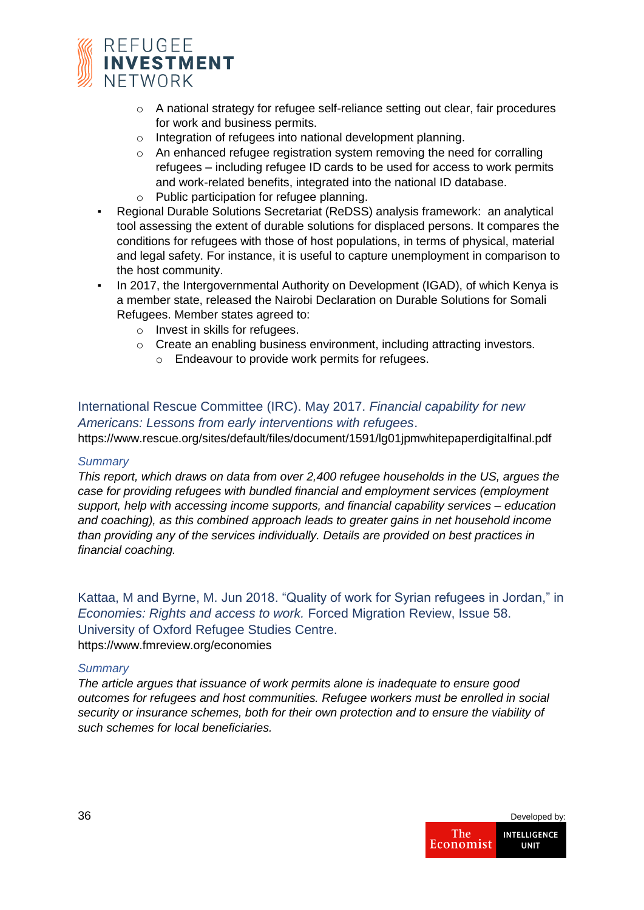- A national strategy for refugee self-reliance setting out clear, fair procedures for work and business permits.
    - Integration of refugees into national development planning.
    - An enhanced refugee registration system removing the need for corralling refugees – including refugee ID cards to be used for access to work permits and work-related benefits, integrated into the national ID database.
    - Public participation for refugee planning.
- Regional Durable Solutions Secretariat (ReDSS) analysis framework: an analytical tool assessing the extent of durable solutions for displaced persons. It compares the conditions for refugees with those of host populations, in terms of physical, material and legal safety. For instance, it is useful to capture unemployment in comparison to the host community.
- In 2017, the Intergovernmental Authority on Development (IGAD), of which Kenya is a member state, released the Nairobi Declaration on Durable Solutions for Somali Refugees. Member states agreed to:
    - Invest in skills for refugees.
    - Create an enabling business environment, including attracting investors.
        - Endeavour to provide work permits for refugees.

### International Rescue Committee (IRC). May 2017. *Financial capability for new Americans: Lessons from early interventions with refugees*.

https://www.rescue.org/sites/default/files/document/1591/lg01jpmwhitepaperdigitalfinal.pdf

*Summary*

*This report, which draws on data from over 2,400 refugee households in the US, argues the case for providing refugees with bundled financial and employment services (employment support, help with accessing income supports, and financial capability services – education and coaching), as this combined approach leads to greater gains in net household income than providing any of the services individually. Details are provided on best practices in financial coaching.*

### Kattaa, M and Byrne, M. Jun 2018. "Quality of work for Syrian refugees in Jordan," in *Economies: Rights and access to work.* Forced Migration Review, Issue 58. University of Oxford Refugee Studies Centre.

https://www.fmreview.org/economies

*Summary*

*The article argues that issuance of work permits alone is inadequate to ensure good outcomes for refugees and host communities. Refugee workers must be enrolled in social security or insurance schemes, both for their own protection and to ensure the viability of such schemes for local beneficiaries.*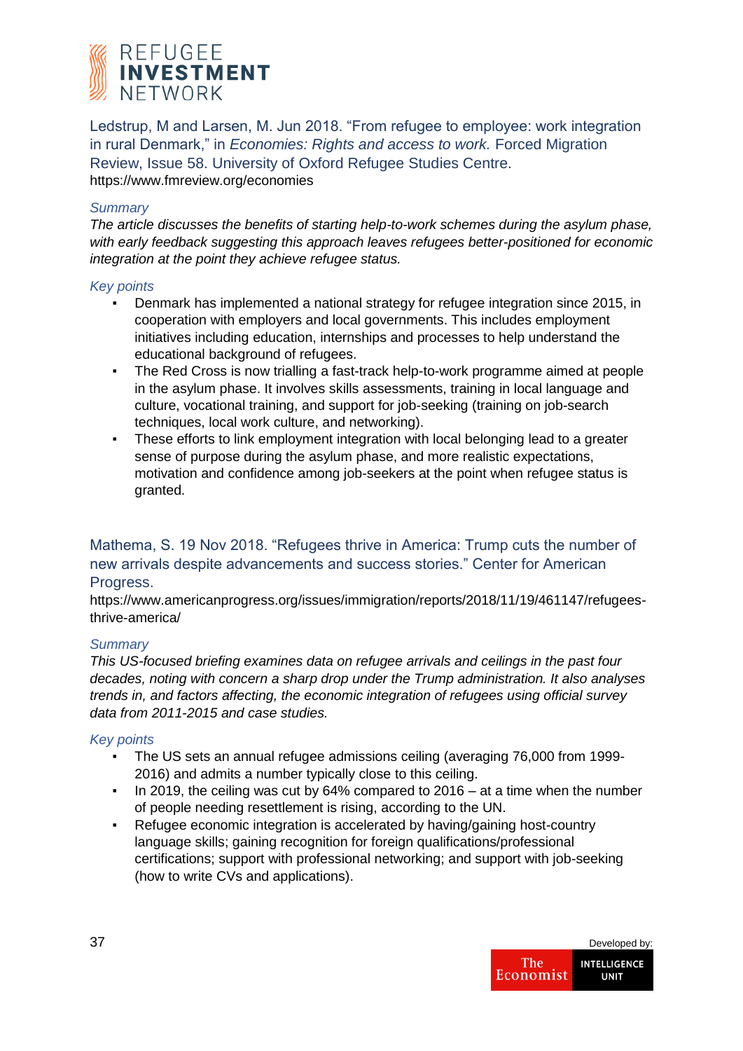Ledstrup, M and Larsen, M. Jun 2018. "From refugee to employee: work integration in rural Denmark," in *Economies: Rights and access to work.* Forced Migration Review, Issue 58. University of Oxford Refugee Studies Centre.
https://www.fmreview.org/economies

*Summary*

*The article discusses the benefits of starting help-to-work schemes during the asylum phase, with early feedback suggesting this approach leaves refugees better-positioned for economic integration at the point they achieve refugee status.*

*Key points*

- Denmark has implemented a national strategy for refugee integration since 2015, in cooperation with employers and local governments. This includes employment initiatives including education, internships and processes to help understand the educational background of refugees.
- The Red Cross is now trialling a fast-track help-to-work programme aimed at people in the asylum phase. It involves skills assessments, training in local language and culture, vocational training, and support for job-seeking (training on job-search techniques, local work culture, and networking).
- These efforts to link employment integration with local belonging lead to a greater sense of purpose during the asylum phase, and more realistic expectations, motivation and confidence among job-seekers at the point when refugee status is granted.

Mathema, S. 19 Nov 2018. "Refugees thrive in America: Trump cuts the number of new arrivals despite advancements and success stories." Center for American Progress.
https://www.americanprogress.org/issues/immigration/reports/2018/11/19/461147/refugees-thrive-america/

*Summary*

*This US-focused briefing examines data on refugee arrivals and ceilings in the past four decades, noting with concern a sharp drop under the Trump administration. It also analyses trends in, and factors affecting, the economic integration of refugees using official survey data from 2011-2015 and case studies.*

*Key points*

- The US sets an annual refugee admissions ceiling (averaging 76,000 from 1999-2016) and admits a number typically close to this ceiling.
- In 2019, the ceiling was cut by 64% compared to 2016 – at a time when the number of people needing resettlement is rising, according to the UN.
- Refugee economic integration is accelerated by having/gaining host-country language skills; gaining recognition for foreign qualifications/professional certifications; support with professional networking; and support with job-seeking (how to write CVs and applications).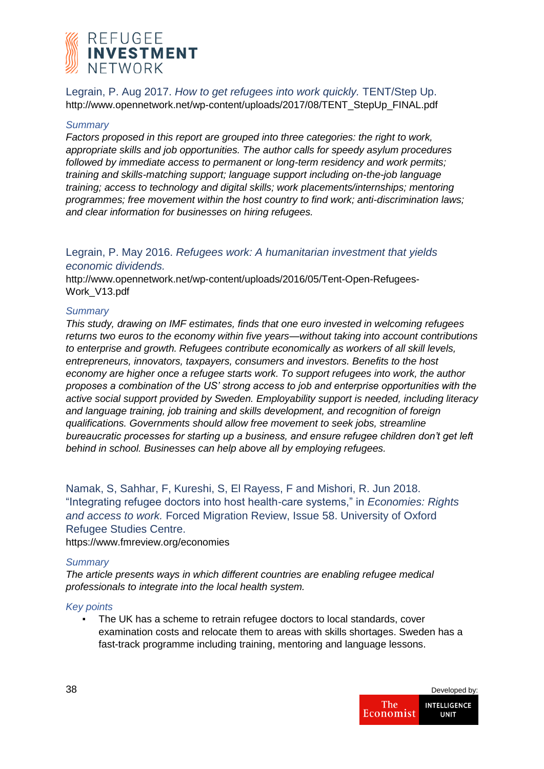Legrain, P. Aug 2017. *How to get refugees into work quickly.* TENT/Step Up.
http://www.opennetwork.net/wp-content/uploads/2017/08/TENT_StepUp_FINAL.pdf

*Summary*

*Factors proposed in this report are grouped into three categories: the right to work, appropriate skills and job opportunities. The author calls for speedy asylum procedures followed by immediate access to permanent or long-term residency and work permits; training and skills-matching support; language support including on-the-job language training; access to technology and digital skills; work placements/internships; mentoring programmes; free movement within the host country to find work; anti-discrimination laws; and clear information for businesses on hiring refugees.*

Legrain, P. May 2016. *Refugees work: A humanitarian investment that yields economic dividends.*
http://www.opennetwork.net/wp-content/uploads/2016/05/Tent-Open-Refugees-Work_V13.pdf

*Summary*

*This study, drawing on IMF estimates, finds that one euro invested in welcoming refugees returns two euros to the economy within five years—without taking into account contributions to enterprise and growth. Refugees contribute economically as workers of all skill levels, entrepreneurs, innovators, taxpayers, consumers and investors. Benefits to the host economy are higher once a refugee starts work. To support refugees into work, the author proposes a combination of the US' strong access to job and enterprise opportunities with the active social support provided by Sweden. Employability support is needed, including literacy and language training, job training and skills development, and recognition of foreign qualifications. Governments should allow free movement to seek jobs, streamline bureaucratic processes for starting up a business, and ensure refugee children don't get left behind in school. Businesses can help above all by employing refugees.*

Namak, S, Sahhar, F, Kureshi, S, El Rayess, F and Mishori, R. Jun 2018. "Integrating refugee doctors into host health-care systems," in *Economies: Rights and access to work.* Forced Migration Review, Issue 58. University of Oxford Refugee Studies Centre.
https://www.fmreview.org/economies

*Summary*

*The article presents ways in which different countries are enabling refugee medical professionals to integrate into the local health system.*

*Key points*

- The UK has a scheme to retrain refugee doctors to local standards, cover examination costs and relocate them to areas with skills shortages. Sweden has a fast-track programme including training, mentoring and language lessons.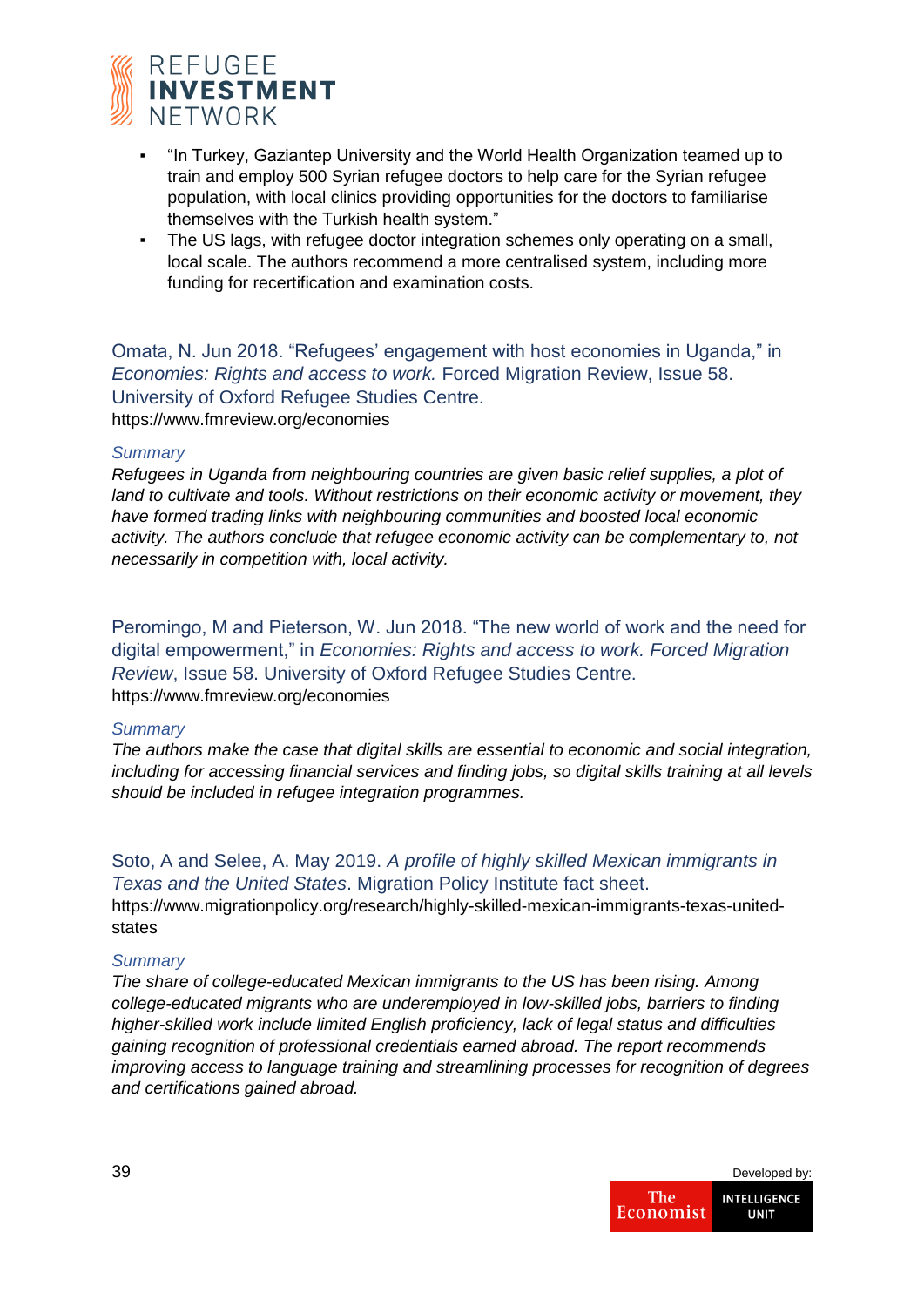- "In Turkey, Gaziantep University and the World Health Organization teamed up to train and employ 500 Syrian refugee doctors to help care for the Syrian refugee population, with local clinics providing opportunities for the doctors to familiarise themselves with the Turkish health system."
- The US lags, with refugee doctor integration schemes only operating on a small, local scale. The authors recommend a more centralised system, including more funding for recertification and examination costs.

Omata, N. Jun 2018. "Refugees' engagement with host economies in Uganda," in *Economies: Rights and access to work.* Forced Migration Review, Issue 58. University of Oxford Refugee Studies Centre.
https://www.fmreview.org/economies

*Summary*

*Refugees in Uganda from neighbouring countries are given basic relief supplies, a plot of land to cultivate and tools. Without restrictions on their economic activity or movement, they have formed trading links with neighbouring communities and boosted local economic activity. The authors conclude that refugee economic activity can be complementary to, not necessarily in competition with, local activity.*

Peromingo, M and Pieterson, W. Jun 2018. "The new world of work and the need for digital empowerment," in *Economies: Rights and access to work. Forced Migration Review*, Issue 58. University of Oxford Refugee Studies Centre.
https://www.fmreview.org/economies

*Summary*

*The authors make the case that digital skills are essential to economic and social integration, including for accessing financial services and finding jobs, so digital skills training at all levels should be included in refugee integration programmes.*

Soto, A and Selee, A. May 2019. *A profile of highly skilled Mexican immigrants in Texas and the United States*. Migration Policy Institute fact sheet.
https://www.migrationpolicy.org/research/highly-skilled-mexican-immigrants-texas-united-states

*Summary*

*The share of college-educated Mexican immigrants to the US has been rising. Among college-educated migrants who are underemployed in low-skilled jobs, barriers to finding higher-skilled work include limited English proficiency, lack of legal status and difficulties gaining recognition of professional credentials earned abroad. The report recommends improving access to language training and streamlining processes for recognition of degrees and certifications gained abroad.*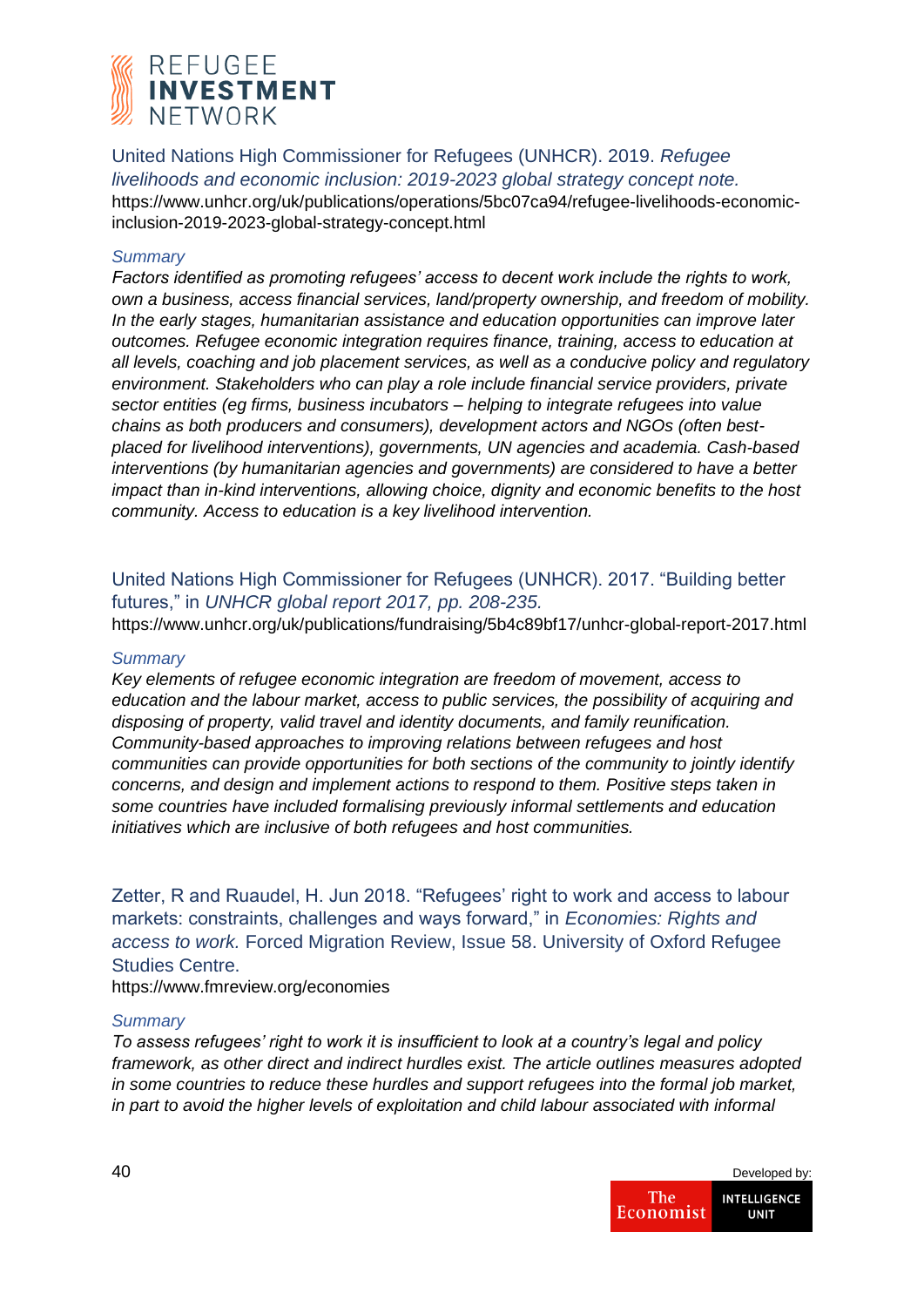United Nations High Commissioner for Refugees (UNHCR). 2019. *Refugee livelihoods and economic inclusion: 2019-2023 global strategy concept note.*
https://www.unhcr.org/uk/publications/operations/5bc07ca94/refugee-livelihoods-economic-inclusion-2019-2023-global-strategy-concept.html

*Summary*

*Factors identified as promoting refugees' access to decent work include the rights to work, own a business, access financial services, land/property ownership, and freedom of mobility. In the early stages, humanitarian assistance and education opportunities can improve later outcomes. Refugee economic integration requires finance, training, access to education at all levels, coaching and job placement services, as well as a conducive policy and regulatory environment. Stakeholders who can play a role include financial service providers, private sector entities (eg firms, business incubators – helping to integrate refugees into value chains as both producers and consumers), development actors and NGOs (often best-placed for livelihood interventions), governments, UN agencies and academia. Cash-based interventions (by humanitarian agencies and governments) are considered to have a better impact than in-kind interventions, allowing choice, dignity and economic benefits to the host community. Access to education is a key livelihood intervention.*

United Nations High Commissioner for Refugees (UNHCR). 2017. "Building better futures," in *UNHCR global report 2017, pp. 208-235.*
https://www.unhcr.org/uk/publications/fundraising/5b4c89bf17/unhcr-global-report-2017.html

*Summary*

*Key elements of refugee economic integration are freedom of movement, access to education and the labour market, access to public services, the possibility of acquiring and disposing of property, valid travel and identity documents, and family reunification. Community-based approaches to improving relations between refugees and host communities can provide opportunities for both sections of the community to jointly identify concerns, and design and implement actions to respond to them. Positive steps taken in some countries have included formalising previously informal settlements and education initiatives which are inclusive of both refugees and host communities.*

Zetter, R and Ruaudel, H. Jun 2018. "Refugees' right to work and access to labour markets: constraints, challenges and ways forward," in *Economies: Rights and access to work.* Forced Migration Review, Issue 58. University of Oxford Refugee Studies Centre.
https://www.fmreview.org/economies

*Summary*

*To assess refugees' right to work it is insufficient to look at a country's legal and policy framework, as other direct and indirect hurdles exist. The article outlines measures adopted in some countries to reduce these hurdles and support refugees into the formal job market, in part to avoid the higher levels of exploitation and child labour associated with informal*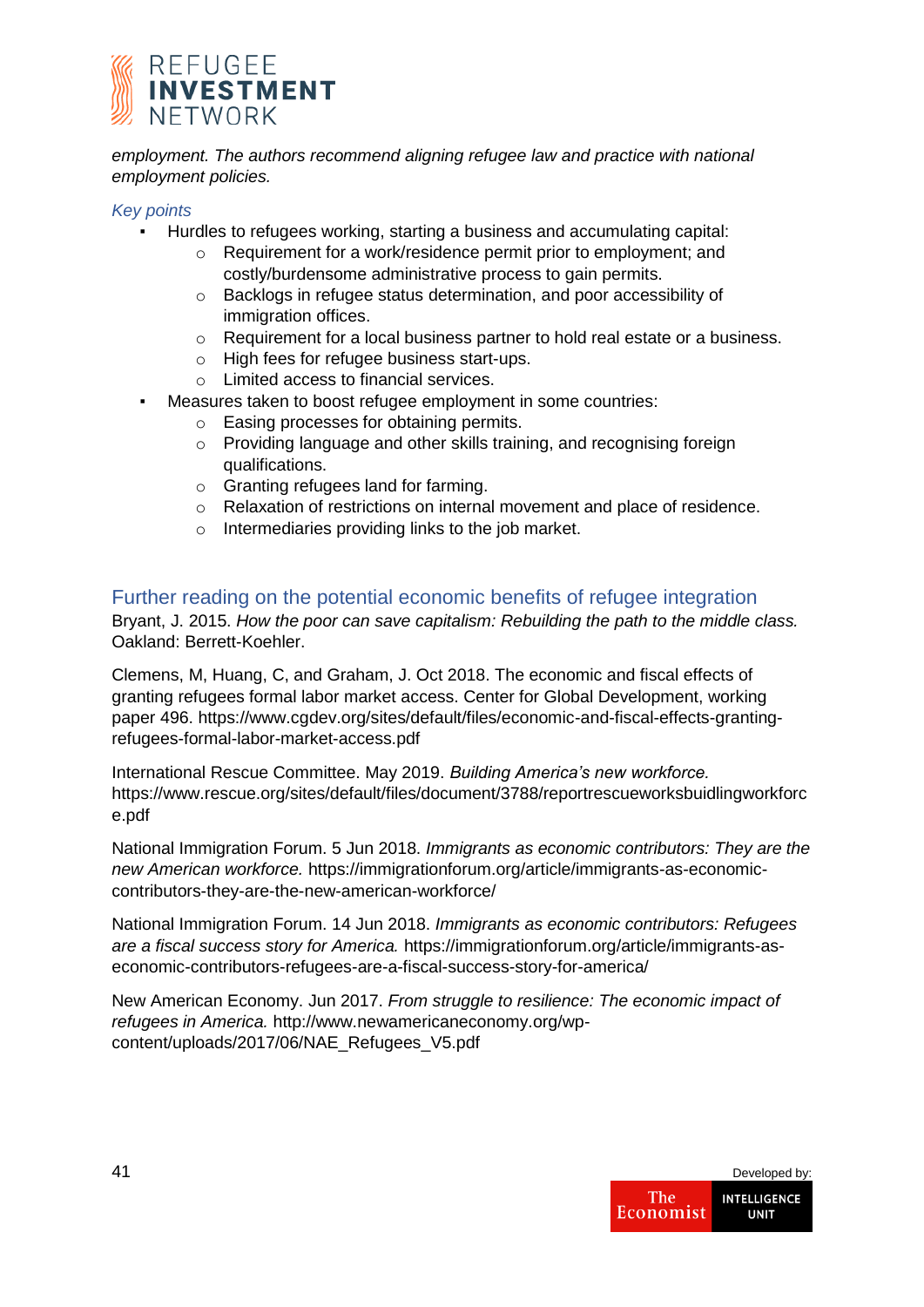*employment. The authors recommend aligning refugee law and practice with national employment policies.*

### *Key points*

- Hurdles to refugees working, starting a business and accumulating capital:
  - Requirement for a work/residence permit prior to employment; and costly/burdensome administrative process to gain permits.
  - Backlogs in refugee status determination, and poor accessibility of immigration offices.
  - Requirement for a local business partner to hold real estate or a business.
  - High fees for refugee business start-ups.
  - Limited access to financial services.
- Measures taken to boost refugee employment in some countries:
  - Easing processes for obtaining permits.
  - Providing language and other skills training, and recognising foreign qualifications.
  - Granting refugees land for farming.
  - Relaxation of restrictions on internal movement and place of residence.
  - Intermediaries providing links to the job market.

## Further reading on the potential economic benefits of refugee integration

Bryant, J. 2015. *How the poor can save capitalism: Rebuilding the path to the middle class.* Oakland: Berrett-Koehler.

Clemens, M, Huang, C, and Graham, J. Oct 2018. The economic and fiscal effects of granting refugees formal labor market access. Center for Global Development, working paper 496. https://www.cgdev.org/sites/default/files/economic-and-fiscal-effects-granting-refugees-formal-labor-market-access.pdf

International Rescue Committee. May 2019. *Building America's new workforce.* https://www.rescue.org/sites/default/files/document/3788/reportrescueworksbuidlingworkforce.pdf

National Immigration Forum. 5 Jun 2018. *Immigrants as economic contributors: They are the new American workforce.* https://immigrationforum.org/article/immigrants-as-economic-contributors-they-are-the-new-american-workforce/

National Immigration Forum. 14 Jun 2018. *Immigrants as economic contributors: Refugees are a fiscal success story for America.* https://immigrationforum.org/article/immigrants-as-economic-contributors-refugees-are-a-fiscal-success-story-for-america/

New American Economy. Jun 2017. *From struggle to resilience: The economic impact of refugees in America.* http://www.newamericaneconomy.org/wp-content/uploads/2017/06/NAE_Refugees_V5.pdf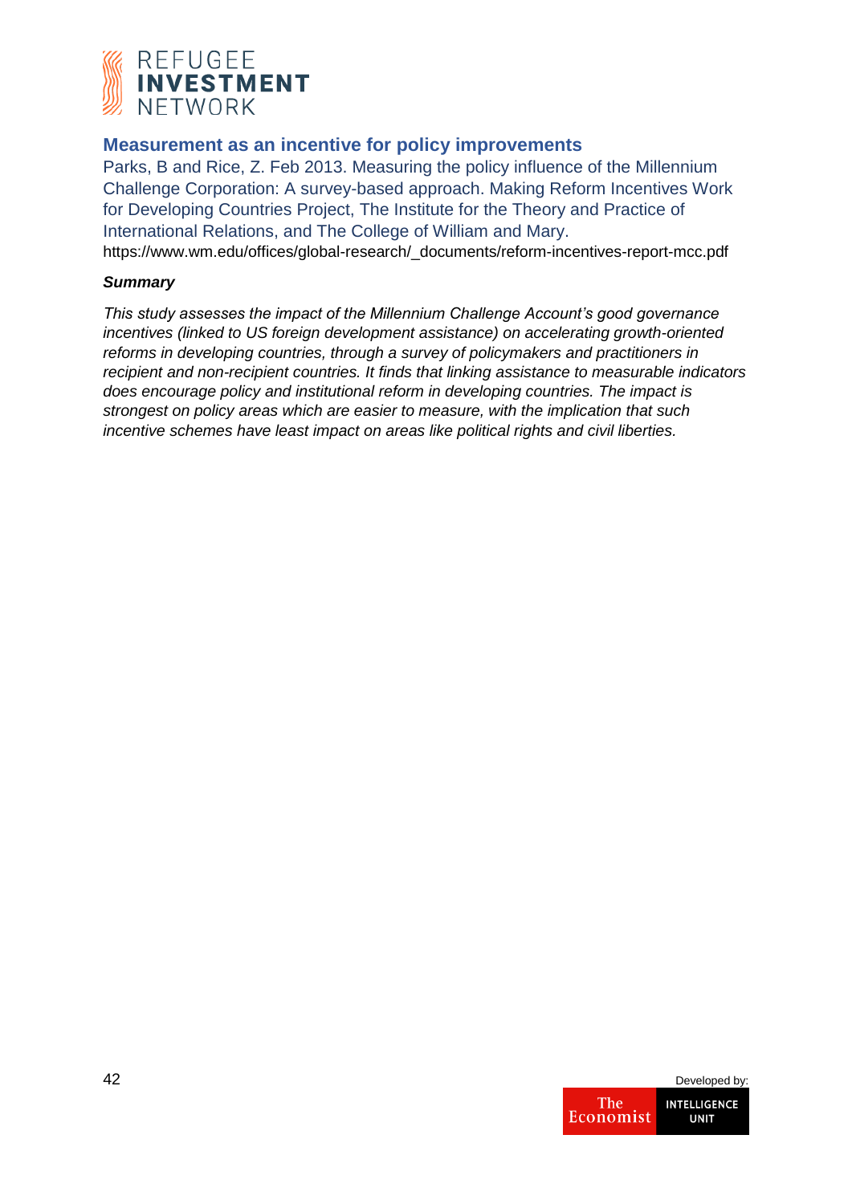## Measurement as an incentive for policy improvements

Parks, B and Rice, Z. Feb 2013. Measuring the policy influence of the Millennium Challenge Corporation: A survey-based approach. Making Reform Incentives Work for Developing Countries Project, The Institute for the Theory and Practice of International Relations, and The College of William and Mary.
https://www.wm.edu/offices/global-research/_documents/reform-incentives-report-mcc.pdf

***Summary***

*This study assesses the impact of the Millennium Challenge Account's good governance incentives (linked to US foreign development assistance) on accelerating growth-oriented reforms in developing countries, through a survey of policymakers and practitioners in recipient and non-recipient countries. It finds that linking assistance to measurable indicators does encourage policy and institutional reform in developing countries. The impact is strongest on policy areas which are easier to measure, with the implication that such incentive schemes have least impact on areas like political rights and civil liberties.*